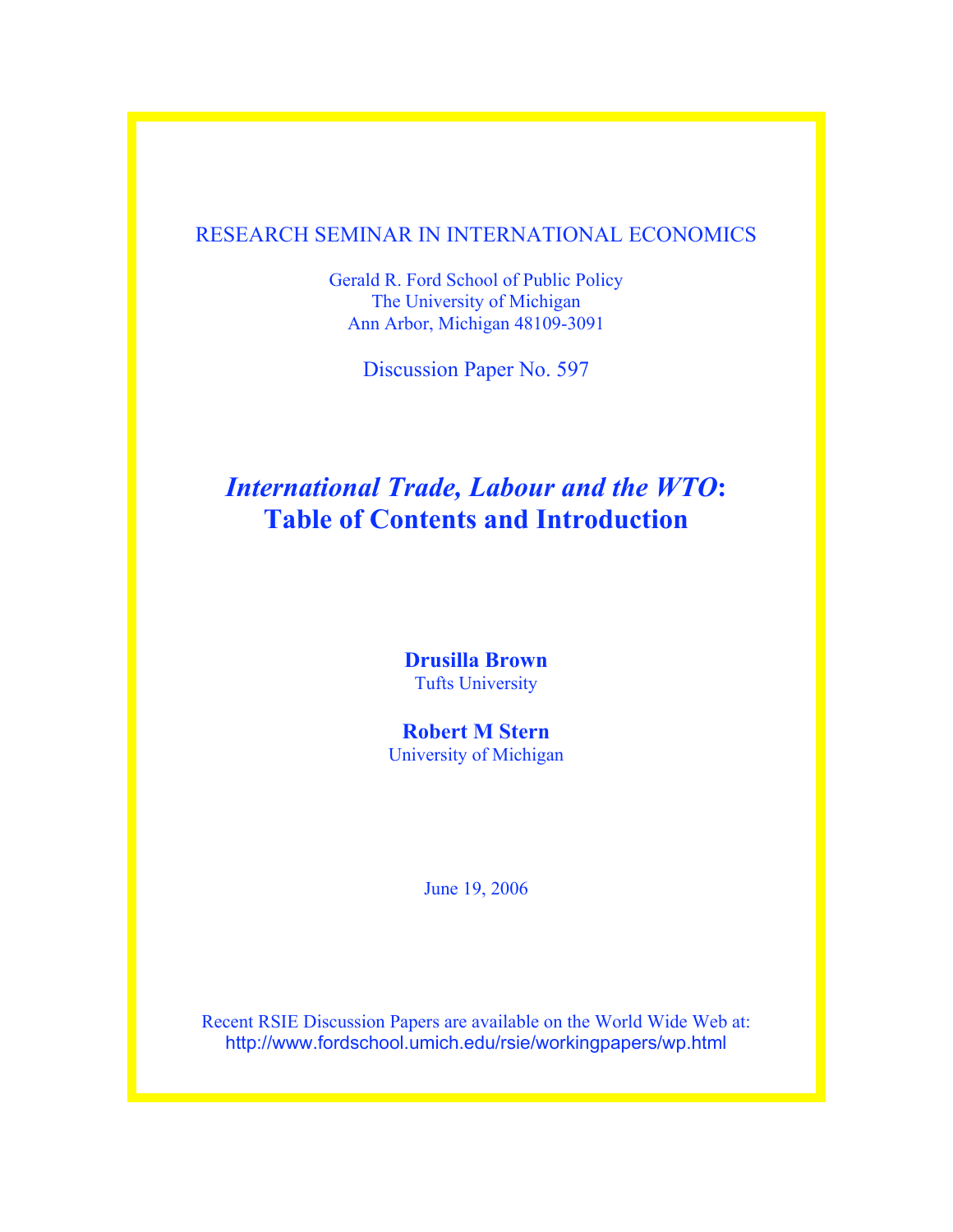RESEARCH SEMINAR IN INTERNATIONAL ECONOMICS

Gerald R. Ford School of Public Policy
The University of Michigan
Ann Arbor, Michigan 48109-3091

Discussion Paper No. 597

# *International Trade, Labour and the WTO*: Table of Contents and Introduction

**Drusilla Brown**
Tufts University

**Robert M Stern**
University of Michigan

June 19, 2006

Recent RSIE Discussion Papers are available on the World Wide Web at:
http://www.fordschool.umich.edu/rsie/workingpapers/wp.html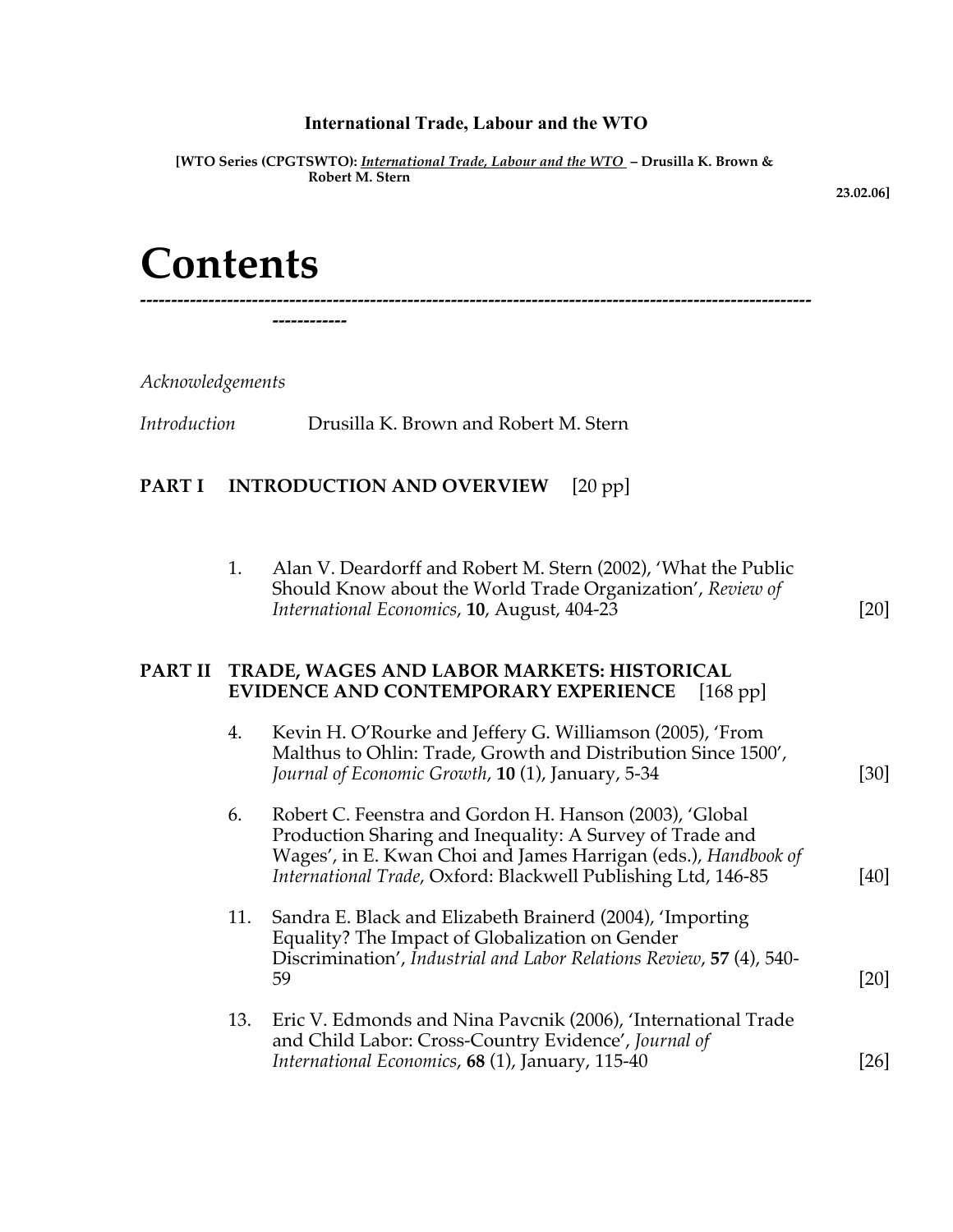**International Trade, Labour and the WTO**

**[WTO Series (CPGTSWTO):** ***International Trade, Labour and the WTO*** **– Drusilla K. Brown & Robert M. Stern**

**23.02.06]**

# Contents

*Acknowledgements*

*Introduction* Drusilla K. Brown and Robert M. Stern

## PART I INTRODUCTION AND OVERVIEW [20 pp]

1. Alan V. Deardorff and Robert M. Stern (2002), 'What the Public Should Know about the World Trade Organization', *Review of International Economics*, **10**, August, 404-23 [20]

## PART II TRADE, WAGES AND LABOR MARKETS: HISTORICAL EVIDENCE AND CONTEMPORARY EXPERIENCE [168 pp]

4. Kevin H. O'Rourke and Jeffery G. Williamson (2005), 'From Malthus to Ohlin: Trade, Growth and Distribution Since 1500', *Journal of Economic Growth*, **10** (1), January, 5-34 [30]

6. Robert C. Feenstra and Gordon H. Hanson (2003), 'Global Production Sharing and Inequality: A Survey of Trade and Wages', in E. Kwan Choi and James Harrigan (eds.), *Handbook of International Trade*, Oxford: Blackwell Publishing Ltd, 146-85 [40]

11. Sandra E. Black and Elizabeth Brainerd (2004), 'Importing Equality? The Impact of Globalization on Gender Discrimination', *Industrial and Labor Relations Review*, **57** (4), 540-59 [20]

13. Eric V. Edmonds and Nina Pavcnik (2006), 'International Trade and Child Labor: Cross-Country Evidence', *Journal of International Economics*, **68** (1), January, 115-40 [26]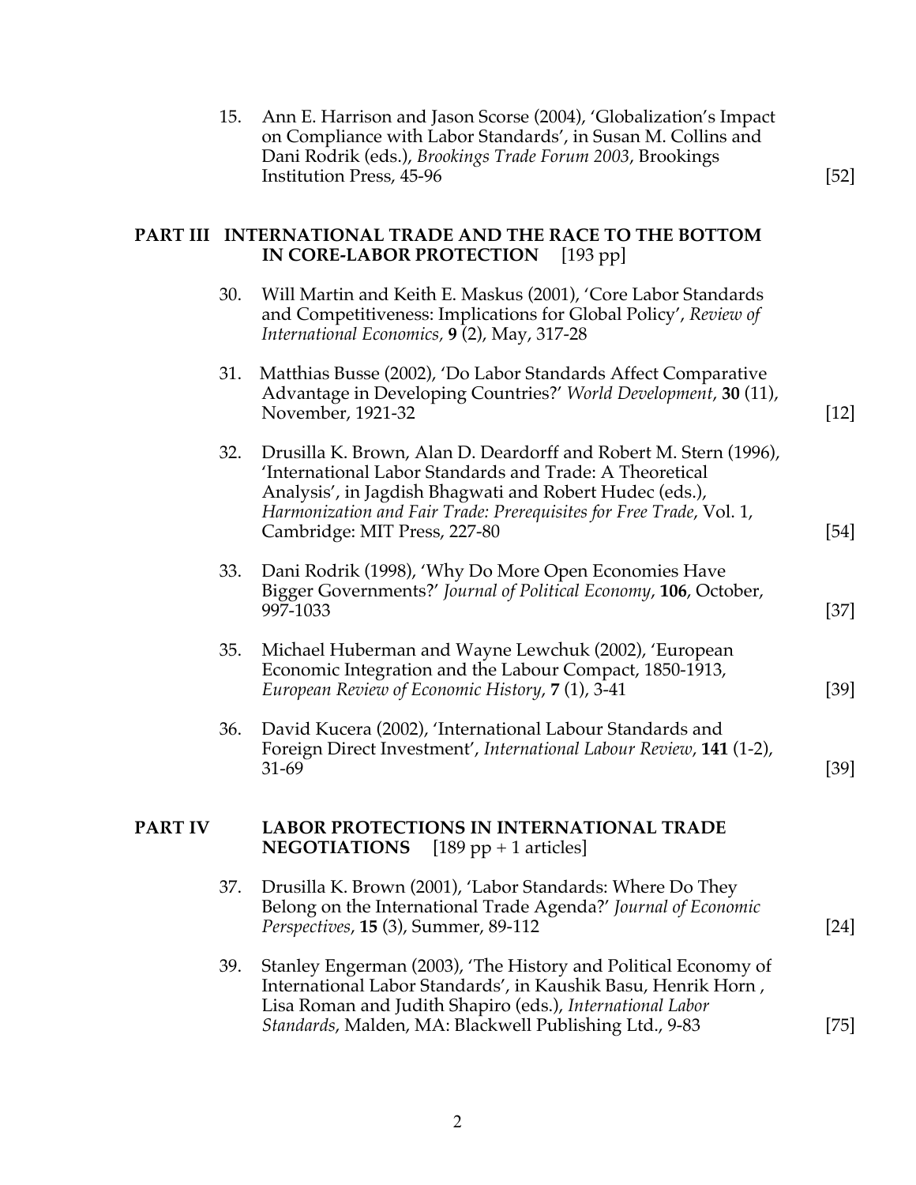15. Ann E. Harrison and Jason Scorse (2004), 'Globalization's Impact on Compliance with Labor Standards', in Susan M. Collins and Dani Rodrik (eds.), *Brookings Trade Forum 2003*, Brookings Institution Press, 45-96 [52]

## PART III INTERNATIONAL TRADE AND THE RACE TO THE BOTTOM IN CORE-LABOR PROTECTION [193 pp]

30. Will Martin and Keith E. Maskus (2001), 'Core Labor Standards and Competitiveness: Implications for Global Policy', *Review of International Economics*, **9** (2), May, 317-28

31. Matthias Busse (2002), 'Do Labor Standards Affect Comparative Advantage in Developing Countries?' *World Development*, **30** (11), November, 1921-32 [12]

32. Drusilla K. Brown, Alan D. Deardorff and Robert M. Stern (1996), 'International Labor Standards and Trade: A Theoretical Analysis', in Jagdish Bhagwati and Robert Hudec (eds.), *Harmonization and Fair Trade: Prerequisites for Free Trade*, Vol. 1, Cambridge: MIT Press, 227-80 [54]

33. Dani Rodrik (1998), 'Why Do More Open Economies Have Bigger Governments?' *Journal of Political Economy*, **106**, October, 997-1033 [37]

35. Michael Huberman and Wayne Lewchuk (2002), 'European Economic Integration and the Labour Compact, 1850-1913, *European Review of Economic History*, **7** (1), 3-41 [39]

36. David Kucera (2002), 'International Labour Standards and Foreign Direct Investment', *International Labour Review*, **141** (1-2), 31-69 [39]

## PART IV LABOR PROTECTIONS IN INTERNATIONAL TRADE NEGOTIATIONS [189 pp + 1 articles]

37. Drusilla K. Brown (2001), 'Labor Standards: Where Do They Belong on the International Trade Agenda?' *Journal of Economic Perspectives*, **15** (3), Summer, 89-112 [24]

39. Stanley Engerman (2003), 'The History and Political Economy of International Labor Standards', in Kaushik Basu, Henrik Horn , Lisa Roman and Judith Shapiro (eds.), *International Labor Standards*, Malden, MA: Blackwell Publishing Ltd., 9-83 [75]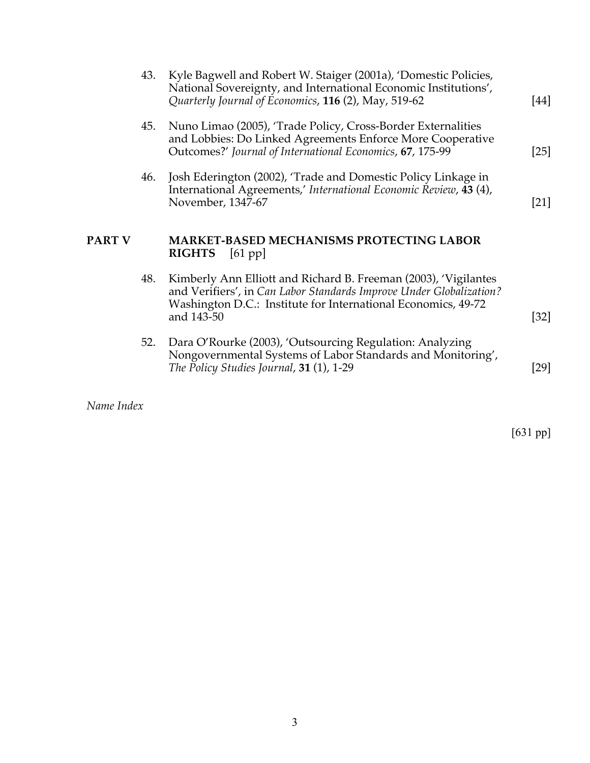43. Kyle Bagwell and Robert W. Staiger (2001a), 'Domestic Policies, National Sovereignty, and International Economic Institutions', *Quarterly Journal of Economics*, **116** (2), May, 519-62 [44]

45. Nuno Limao (2005), 'Trade Policy, Cross-Border Externalities and Lobbies: Do Linked Agreements Enforce More Cooperative Outcomes?' *Journal of International Economics*, **67**, 175-99 [25]

46. Josh Ederington (2002), 'Trade and Domestic Policy Linkage in International Agreements,' *International Economic Review*, **43** (4), November, 1347-67 [21]

## PART V MARKET-BASED MECHANISMS PROTECTING LABOR RIGHTS [61 pp]

48. Kimberly Ann Elliott and Richard B. Freeman (2003), 'Vigilantes and Verifiers', in *Can Labor Standards Improve Under Globalization?* Washington D.C.: Institute for International Economics, 49-72 and 143-50 [32]

52. Dara O'Rourke (2003), 'Outsourcing Regulation: Analyzing Nongovernmental Systems of Labor Standards and Monitoring', *The Policy Studies Journal*, **31** (1), 1-29 [29]

*Name Index*

[631 pp]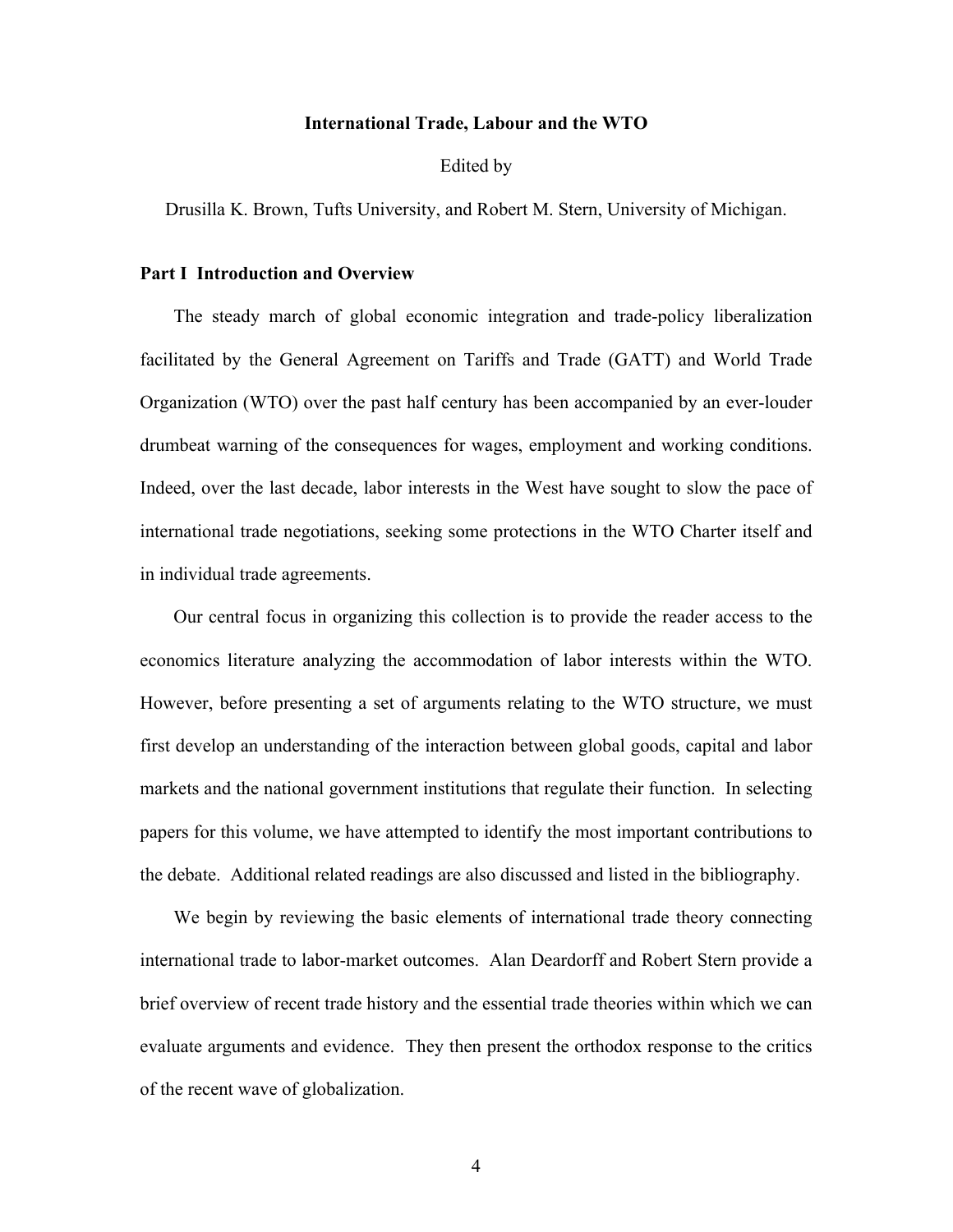**International Trade, Labour and the WTO**

Edited by

Drusilla K. Brown, Tufts University, and Robert M. Stern, University of Michigan.

## Part I Introduction and Overview

The steady march of global economic integration and trade-policy liberalization facilitated by the General Agreement on Tariffs and Trade (GATT) and World Trade Organization (WTO) over the past half century has been accompanied by an ever-louder drumbeat warning of the consequences for wages, employment and working conditions. Indeed, over the last decade, labor interests in the West have sought to slow the pace of international trade negotiations, seeking some protections in the WTO Charter itself and in individual trade agreements.

Our central focus in organizing this collection is to provide the reader access to the economics literature analyzing the accommodation of labor interests within the WTO. However, before presenting a set of arguments relating to the WTO structure, we must first develop an understanding of the interaction between global goods, capital and labor markets and the national government institutions that regulate their function. In selecting papers for this volume, we have attempted to identify the most important contributions to the debate. Additional related readings are also discussed and listed in the bibliography.

We begin by reviewing the basic elements of international trade theory connecting international trade to labor-market outcomes. Alan Deardorff and Robert Stern provide a brief overview of recent trade history and the essential trade theories within which we can evaluate arguments and evidence. They then present the orthodox response to the critics of the recent wave of globalization.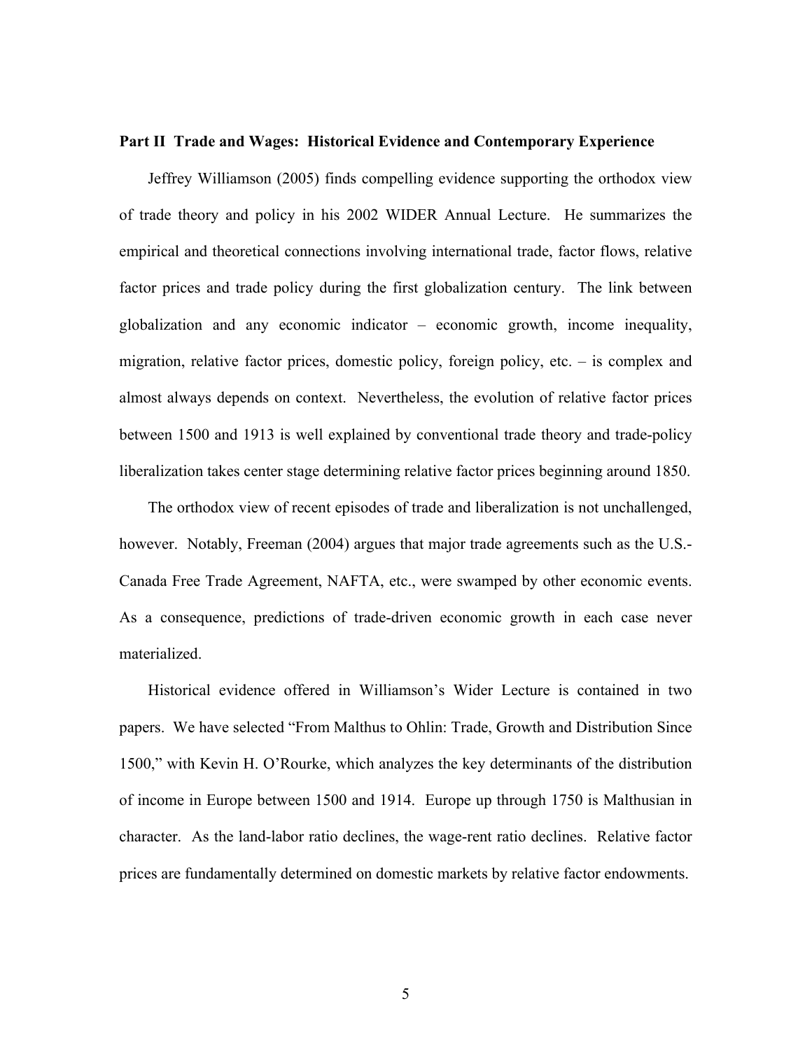**Part II Trade and Wages: Historical Evidence and Contemporary Experience**

Jeffrey Williamson (2005) finds compelling evidence supporting the orthodox view of trade theory and policy in his 2002 WIDER Annual Lecture. He summarizes the empirical and theoretical connections involving international trade, factor flows, relative factor prices and trade policy during the first globalization century. The link between globalization and any economic indicator – economic growth, income inequality, migration, relative factor prices, domestic policy, foreign policy, etc. – is complex and almost always depends on context. Nevertheless, the evolution of relative factor prices between 1500 and 1913 is well explained by conventional trade theory and trade-policy liberalization takes center stage determining relative factor prices beginning around 1850.

The orthodox view of recent episodes of trade and liberalization is not unchallenged, however. Notably, Freeman (2004) argues that major trade agreements such as the U.S.-Canada Free Trade Agreement, NAFTA, etc., were swamped by other economic events. As a consequence, predictions of trade-driven economic growth in each case never materialized.

Historical evidence offered in Williamson's Wider Lecture is contained in two papers. We have selected "From Malthus to Ohlin: Trade, Growth and Distribution Since 1500," with Kevin H. O'Rourke, which analyzes the key determinants of the distribution of income in Europe between 1500 and 1914. Europe up through 1750 is Malthusian in character. As the land-labor ratio declines, the wage-rent ratio declines. Relative factor prices are fundamentally determined on domestic markets by relative factor endowments.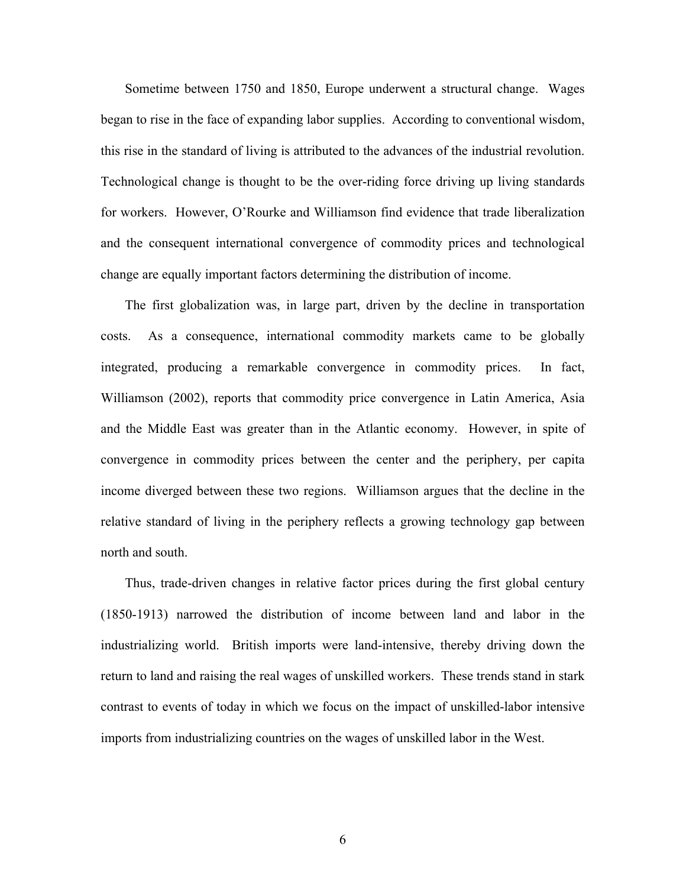Sometime between 1750 and 1850, Europe underwent a structural change. Wages began to rise in the face of expanding labor supplies. According to conventional wisdom, this rise in the standard of living is attributed to the advances of the industrial revolution. Technological change is thought to be the over-riding force driving up living standards for workers. However, O'Rourke and Williamson find evidence that trade liberalization and the consequent international convergence of commodity prices and technological change are equally important factors determining the distribution of income.

The first globalization was, in large part, driven by the decline in transportation costs. As a consequence, international commodity markets came to be globally integrated, producing a remarkable convergence in commodity prices. In fact, Williamson (2002), reports that commodity price convergence in Latin America, Asia and the Middle East was greater than in the Atlantic economy. However, in spite of convergence in commodity prices between the center and the periphery, per capita income diverged between these two regions. Williamson argues that the decline in the relative standard of living in the periphery reflects a growing technology gap between north and south.

Thus, trade-driven changes in relative factor prices during the first global century (1850-1913) narrowed the distribution of income between land and labor in the industrializing world. British imports were land-intensive, thereby driving down the return to land and raising the real wages of unskilled workers. These trends stand in stark contrast to events of today in which we focus on the impact of unskilled-labor intensive imports from industrializing countries on the wages of unskilled labor in the West.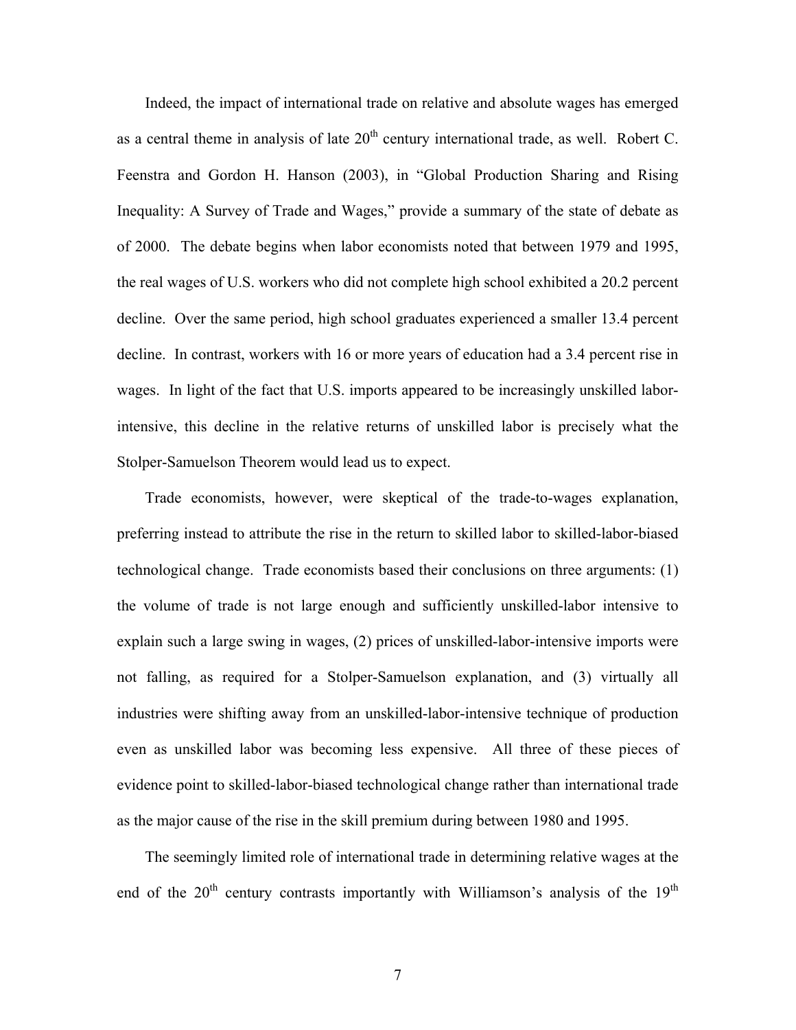Indeed, the impact of international trade on relative and absolute wages has emerged as a central theme in analysis of late 20th century international trade, as well. Robert C. Feenstra and Gordon H. Hanson (2003), in "Global Production Sharing and Rising Inequality: A Survey of Trade and Wages," provide a summary of the state of debate as of 2000. The debate begins when labor economists noted that between 1979 and 1995, the real wages of U.S. workers who did not complete high school exhibited a 20.2 percent decline. Over the same period, high school graduates experienced a smaller 13.4 percent decline. In contrast, workers with 16 or more years of education had a 3.4 percent rise in wages. In light of the fact that U.S. imports appeared to be increasingly unskilled labor-intensive, this decline in the relative returns of unskilled labor is precisely what the Stolper-Samuelson Theorem would lead us to expect.

Trade economists, however, were skeptical of the trade-to-wages explanation, preferring instead to attribute the rise in the return to skilled labor to skilled-labor-biased technological change. Trade economists based their conclusions on three arguments: (1) the volume of trade is not large enough and sufficiently unskilled-labor intensive to explain such a large swing in wages, (2) prices of unskilled-labor-intensive imports were not falling, as required for a Stolper-Samuelson explanation, and (3) virtually all industries were shifting away from an unskilled-labor-intensive technique of production even as unskilled labor was becoming less expensive. All three of these pieces of evidence point to skilled-labor-biased technological change rather than international trade as the major cause of the rise in the skill premium during between 1980 and 1995.

The seemingly limited role of international trade in determining relative wages at the end of the 20th century contrasts importantly with Williamson's analysis of the 19th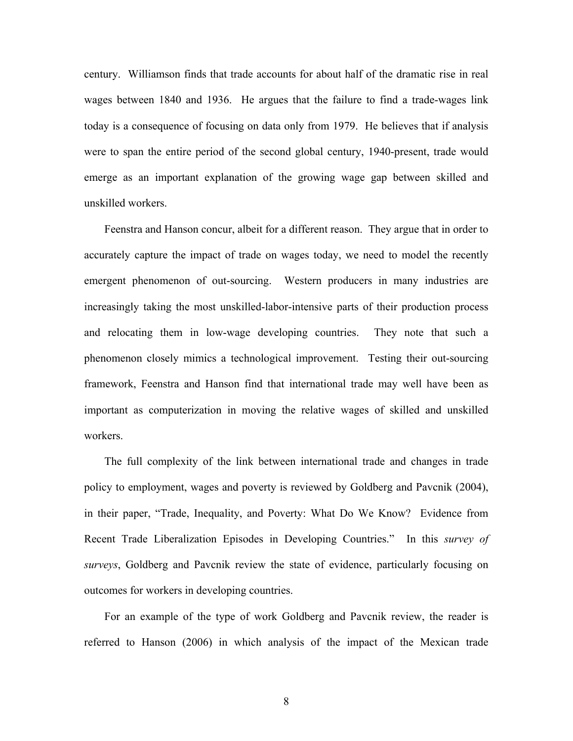century. Williamson finds that trade accounts for about half of the dramatic rise in real wages between 1840 and 1936. He argues that the failure to find a trade-wages link today is a consequence of focusing on data only from 1979. He believes that if analysis were to span the entire period of the second global century, 1940-present, trade would emerge as an important explanation of the growing wage gap between skilled and unskilled workers.

Feenstra and Hanson concur, albeit for a different reason. They argue that in order to accurately capture the impact of trade on wages today, we need to model the recently emergent phenomenon of out-sourcing. Western producers in many industries are increasingly taking the most unskilled-labor-intensive parts of their production process and relocating them in low-wage developing countries. They note that such a phenomenon closely mimics a technological improvement. Testing their out-sourcing framework, Feenstra and Hanson find that international trade may well have been as important as computerization in moving the relative wages of skilled and unskilled workers.

The full complexity of the link between international trade and changes in trade policy to employment, wages and poverty is reviewed by Goldberg and Pavcnik (2004), in their paper, "Trade, Inequality, and Poverty: What Do We Know? Evidence from Recent Trade Liberalization Episodes in Developing Countries." In this *survey of surveys*, Goldberg and Pavcnik review the state of evidence, particularly focusing on outcomes for workers in developing countries.

For an example of the type of work Goldberg and Pavcnik review, the reader is referred to Hanson (2006) in which analysis of the impact of the Mexican trade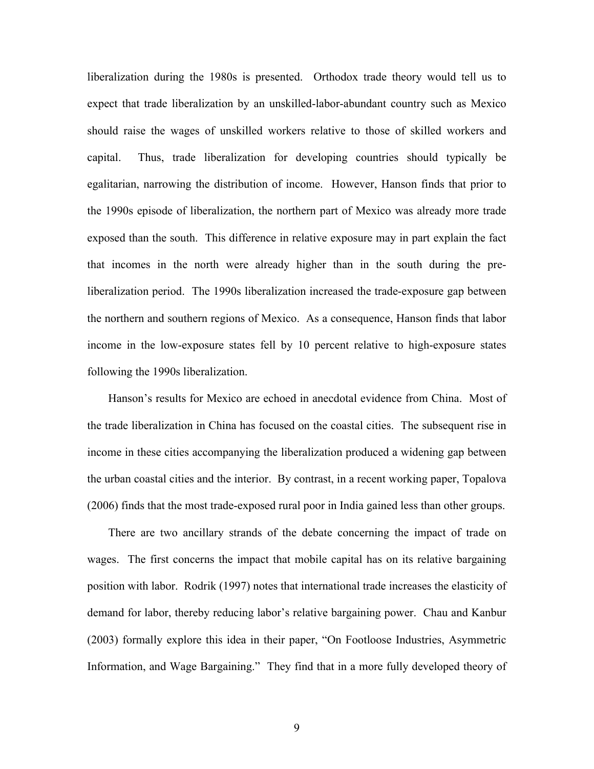liberalization during the 1980s is presented. Orthodox trade theory would tell us to expect that trade liberalization by an unskilled-labor-abundant country such as Mexico should raise the wages of unskilled workers relative to those of skilled workers and capital. Thus, trade liberalization for developing countries should typically be egalitarian, narrowing the distribution of income. However, Hanson finds that prior to the 1990s episode of liberalization, the northern part of Mexico was already more trade exposed than the south. This difference in relative exposure may in part explain the fact that incomes in the north were already higher than in the south during the pre-liberalization period. The 1990s liberalization increased the trade-exposure gap between the northern and southern regions of Mexico. As a consequence, Hanson finds that labor income in the low-exposure states fell by 10 percent relative to high-exposure states following the 1990s liberalization.

Hanson's results for Mexico are echoed in anecdotal evidence from China. Most of the trade liberalization in China has focused on the coastal cities. The subsequent rise in income in these cities accompanying the liberalization produced a widening gap between the urban coastal cities and the interior. By contrast, in a recent working paper, Topalova (2006) finds that the most trade-exposed rural poor in India gained less than other groups.

There are two ancillary strands of the debate concerning the impact of trade on wages. The first concerns the impact that mobile capital has on its relative bargaining position with labor. Rodrik (1997) notes that international trade increases the elasticity of demand for labor, thereby reducing labor's relative bargaining power. Chau and Kanbur (2003) formally explore this idea in their paper, "On Footloose Industries, Asymmetric Information, and Wage Bargaining." They find that in a more fully developed theory of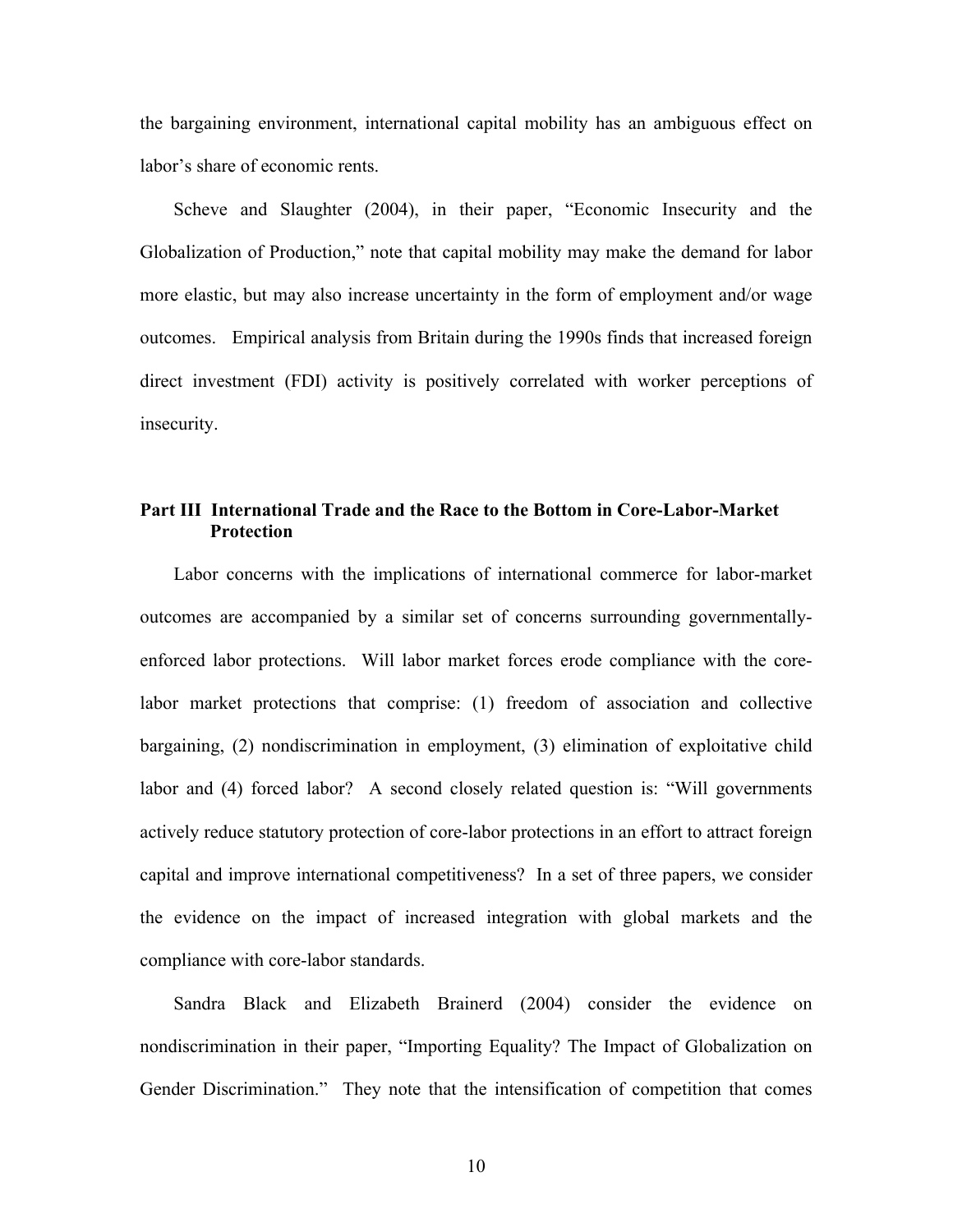the bargaining environment, international capital mobility has an ambiguous effect on labor's share of economic rents.

Scheve and Slaughter (2004), in their paper, "Economic Insecurity and the Globalization of Production," note that capital mobility may make the demand for labor more elastic, but may also increase uncertainty in the form of employment and/or wage outcomes. Empirical analysis from Britain during the 1990s finds that increased foreign direct investment (FDI) activity is positively correlated with worker perceptions of insecurity.

## Part III International Trade and the Race to the Bottom in Core-Labor-Market Protection

Labor concerns with the implications of international commerce for labor-market outcomes are accompanied by a similar set of concerns surrounding governmentally-enforced labor protections. Will labor market forces erode compliance with the core-labor market protections that comprise: (1) freedom of association and collective bargaining, (2) nondiscrimination in employment, (3) elimination of exploitative child labor and (4) forced labor? A second closely related question is: "Will governments actively reduce statutory protection of core-labor protections in an effort to attract foreign capital and improve international competitiveness? In a set of three papers, we consider the evidence on the impact of increased integration with global markets and the compliance with core-labor standards.

Sandra Black and Elizabeth Brainerd (2004) consider the evidence on nondiscrimination in their paper, "Importing Equality? The Impact of Globalization on Gender Discrimination." They note that the intensification of competition that comes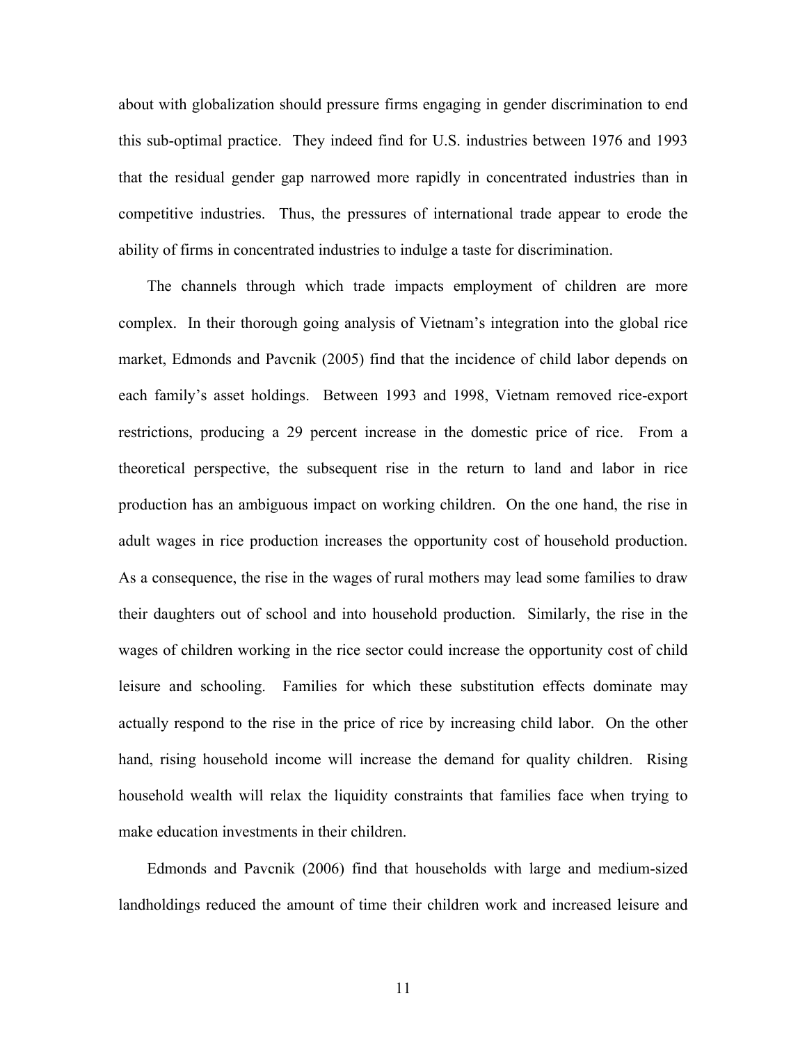about with globalization should pressure firms engaging in gender discrimination to end this sub-optimal practice. They indeed find for U.S. industries between 1976 and 1993 that the residual gender gap narrowed more rapidly in concentrated industries than in competitive industries. Thus, the pressures of international trade appear to erode the ability of firms in concentrated industries to indulge a taste for discrimination.

The channels through which trade impacts employment of children are more complex. In their thorough going analysis of Vietnam's integration into the global rice market, Edmonds and Pavcnik (2005) find that the incidence of child labor depends on each family's asset holdings. Between 1993 and 1998, Vietnam removed rice-export restrictions, producing a 29 percent increase in the domestic price of rice. From a theoretical perspective, the subsequent rise in the return to land and labor in rice production has an ambiguous impact on working children. On the one hand, the rise in adult wages in rice production increases the opportunity cost of household production. As a consequence, the rise in the wages of rural mothers may lead some families to draw their daughters out of school and into household production. Similarly, the rise in the wages of children working in the rice sector could increase the opportunity cost of child leisure and schooling. Families for which these substitution effects dominate may actually respond to the rise in the price of rice by increasing child labor. On the other hand, rising household income will increase the demand for quality children. Rising household wealth will relax the liquidity constraints that families face when trying to make education investments in their children.

Edmonds and Pavcnik (2006) find that households with large and medium-sized landholdings reduced the amount of time their children work and increased leisure and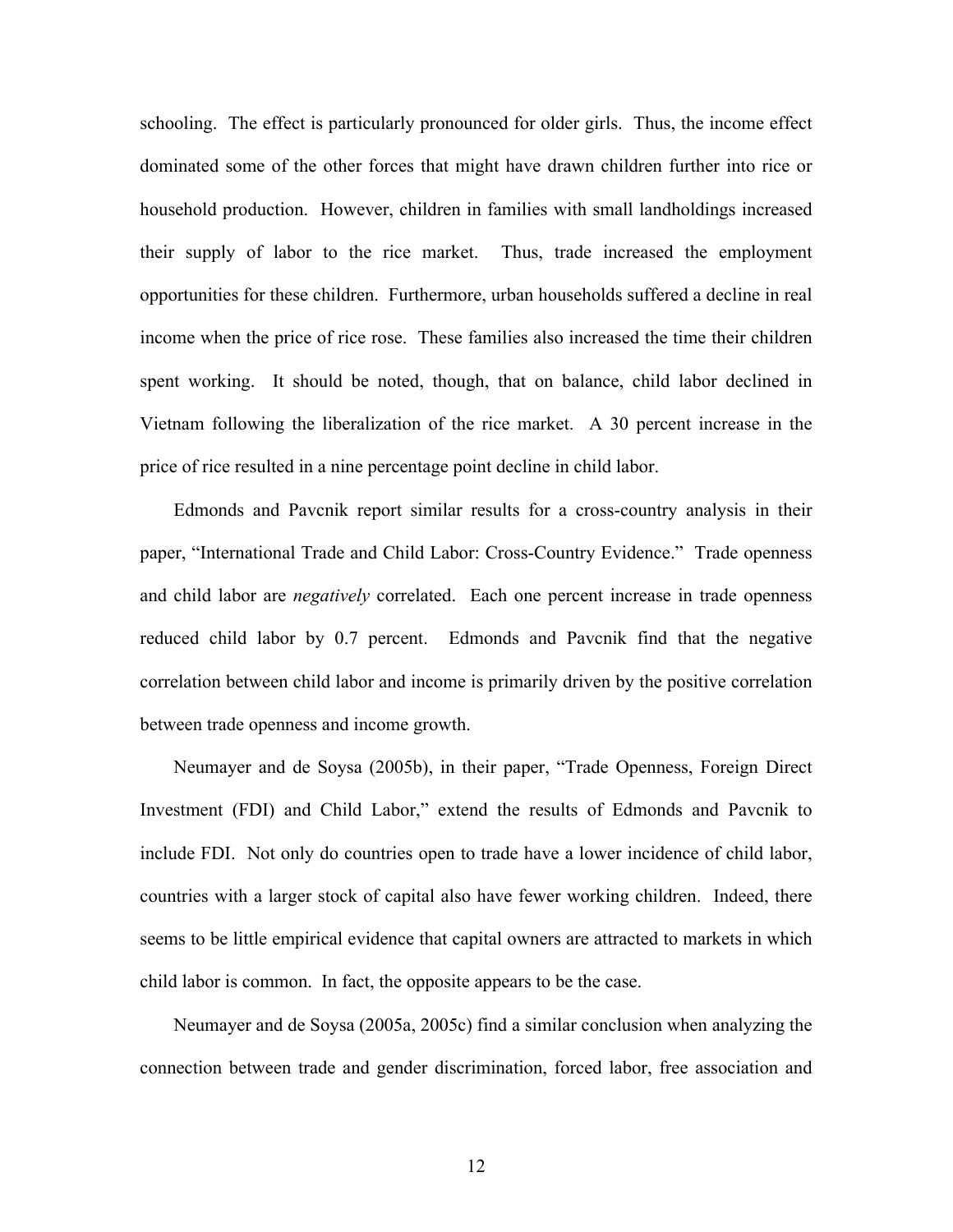schooling. The effect is particularly pronounced for older girls. Thus, the income effect dominated some of the other forces that might have drawn children further into rice or household production. However, children in families with small landholdings increased their supply of labor to the rice market. Thus, trade increased the employment opportunities for these children. Furthermore, urban households suffered a decline in real income when the price of rice rose. These families also increased the time their children spent working. It should be noted, though, that on balance, child labor declined in Vietnam following the liberalization of the rice market. A 30 percent increase in the price of rice resulted in a nine percentage point decline in child labor.

Edmonds and Pavcnik report similar results for a cross-country analysis in their paper, "International Trade and Child Labor: Cross-Country Evidence." Trade openness and child labor are *negatively* correlated. Each one percent increase in trade openness reduced child labor by 0.7 percent. Edmonds and Pavcnik find that the negative correlation between child labor and income is primarily driven by the positive correlation between trade openness and income growth.

Neumayer and de Soysa (2005b), in their paper, "Trade Openness, Foreign Direct Investment (FDI) and Child Labor," extend the results of Edmonds and Pavcnik to include FDI. Not only do countries open to trade have a lower incidence of child labor, countries with a larger stock of capital also have fewer working children. Indeed, there seems to be little empirical evidence that capital owners are attracted to markets in which child labor is common. In fact, the opposite appears to be the case.

Neumayer and de Soysa (2005a, 2005c) find a similar conclusion when analyzing the connection between trade and gender discrimination, forced labor, free association and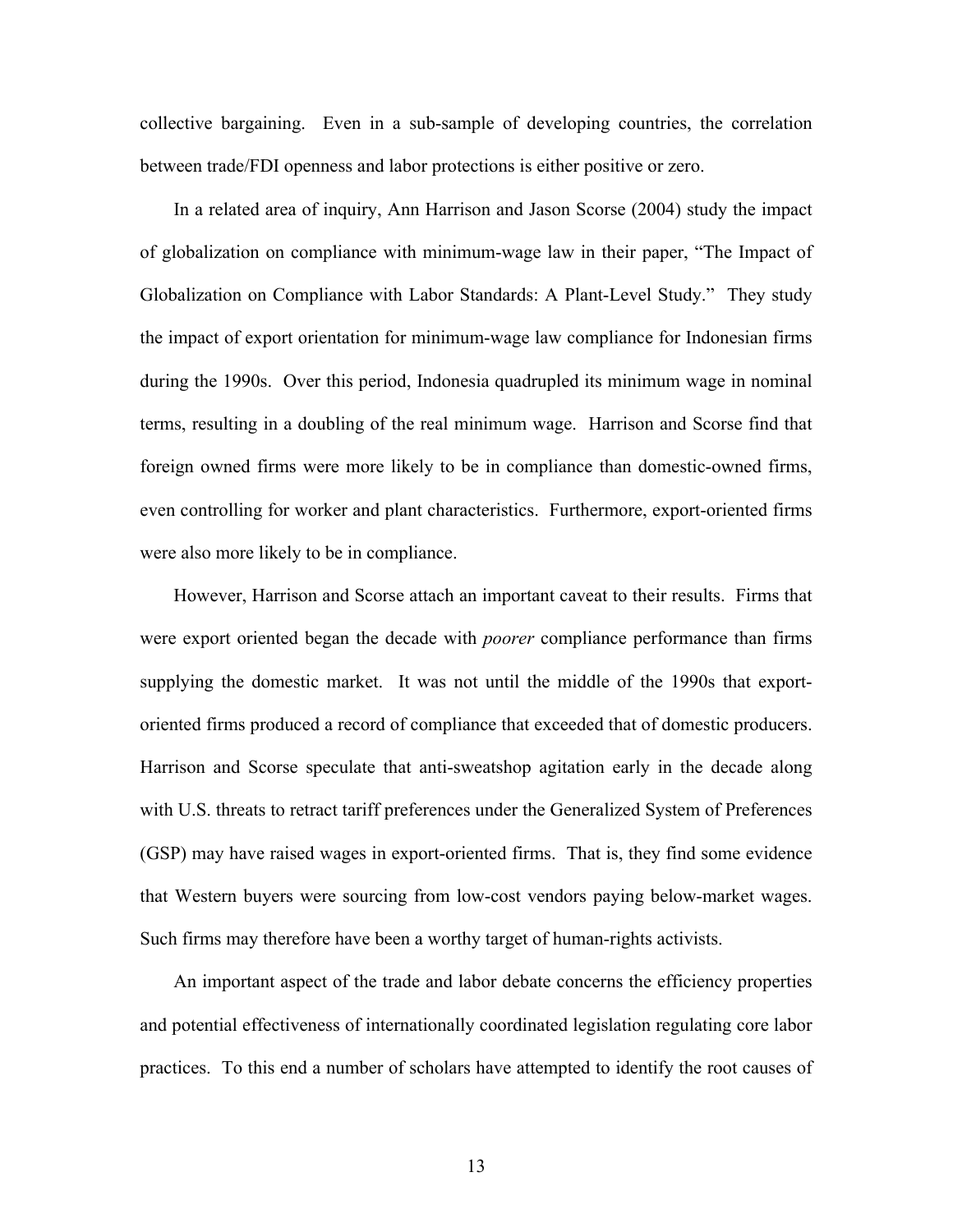collective bargaining. Even in a sub-sample of developing countries, the correlation between trade/FDI openness and labor protections is either positive or zero.

In a related area of inquiry, Ann Harrison and Jason Scorse (2004) study the impact of globalization on compliance with minimum-wage law in their paper, "The Impact of Globalization on Compliance with Labor Standards: A Plant-Level Study." They study the impact of export orientation for minimum-wage law compliance for Indonesian firms during the 1990s. Over this period, Indonesia quadrupled its minimum wage in nominal terms, resulting in a doubling of the real minimum wage. Harrison and Scorse find that foreign owned firms were more likely to be in compliance than domestic-owned firms, even controlling for worker and plant characteristics. Furthermore, export-oriented firms were also more likely to be in compliance.

However, Harrison and Scorse attach an important caveat to their results. Firms that were export oriented began the decade with *poorer* compliance performance than firms supplying the domestic market. It was not until the middle of the 1990s that export-oriented firms produced a record of compliance that exceeded that of domestic producers. Harrison and Scorse speculate that anti-sweatshop agitation early in the decade along with U.S. threats to retract tariff preferences under the Generalized System of Preferences (GSP) may have raised wages in export-oriented firms. That is, they find some evidence that Western buyers were sourcing from low-cost vendors paying below-market wages. Such firms may therefore have been a worthy target of human-rights activists.

An important aspect of the trade and labor debate concerns the efficiency properties and potential effectiveness of internationally coordinated legislation regulating core labor practices. To this end a number of scholars have attempted to identify the root causes of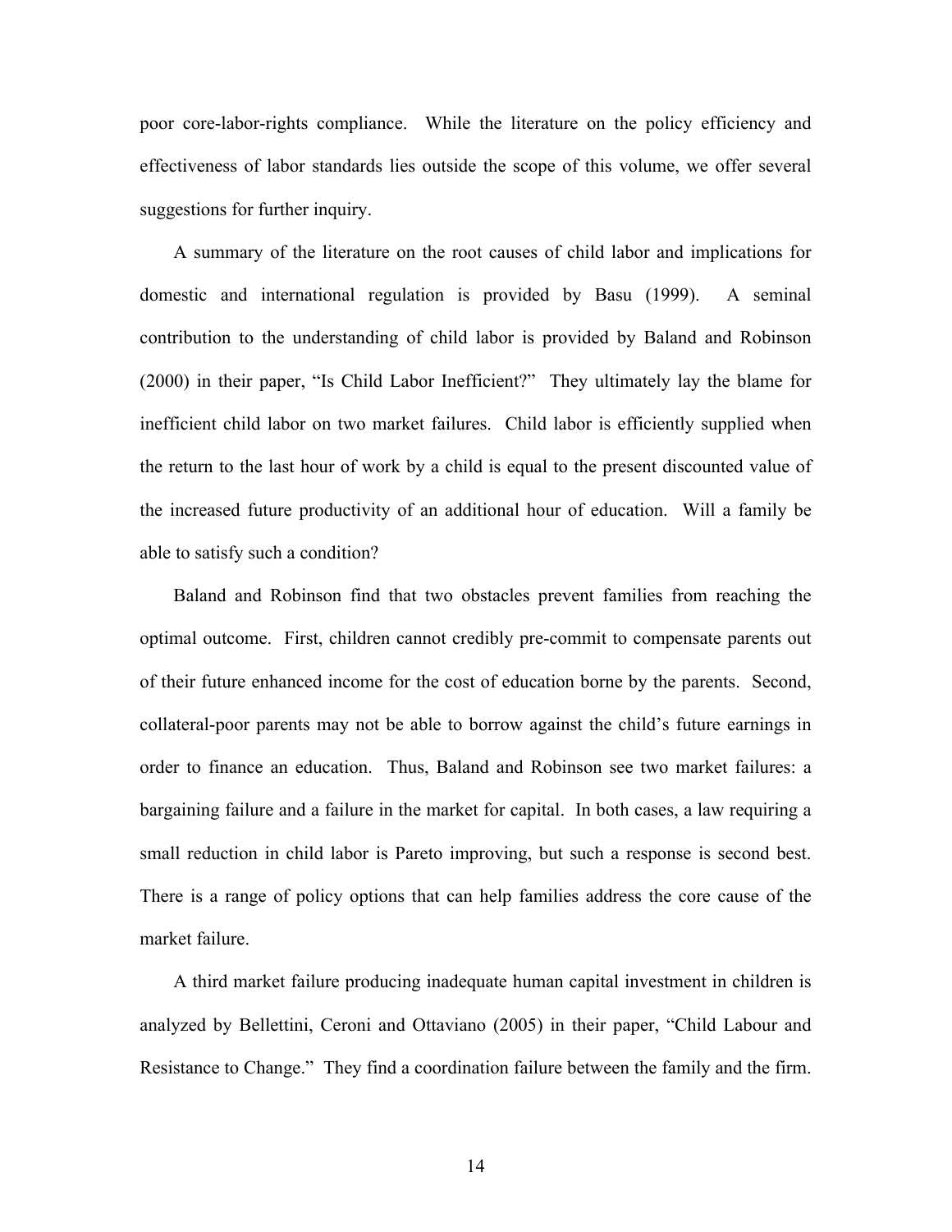poor core-labor-rights compliance. While the literature on the policy efficiency and effectiveness of labor standards lies outside the scope of this volume, we offer several suggestions for further inquiry.

A summary of the literature on the root causes of child labor and implications for domestic and international regulation is provided by Basu (1999). A seminal contribution to the understanding of child labor is provided by Baland and Robinson (2000) in their paper, "Is Child Labor Inefficient?" They ultimately lay the blame for inefficient child labor on two market failures. Child labor is efficiently supplied when the return to the last hour of work by a child is equal to the present discounted value of the increased future productivity of an additional hour of education. Will a family be able to satisfy such a condition?

Baland and Robinson find that two obstacles prevent families from reaching the optimal outcome. First, children cannot credibly pre-commit to compensate parents out of their future enhanced income for the cost of education borne by the parents. Second, collateral-poor parents may not be able to borrow against the child's future earnings in order to finance an education. Thus, Baland and Robinson see two market failures: a bargaining failure and a failure in the market for capital. In both cases, a law requiring a small reduction in child labor is Pareto improving, but such a response is second best. There is a range of policy options that can help families address the core cause of the market failure.

A third market failure producing inadequate human capital investment in children is analyzed by Bellettini, Ceroni and Ottaviano (2005) in their paper, "Child Labour and Resistance to Change." They find a coordination failure between the family and the firm.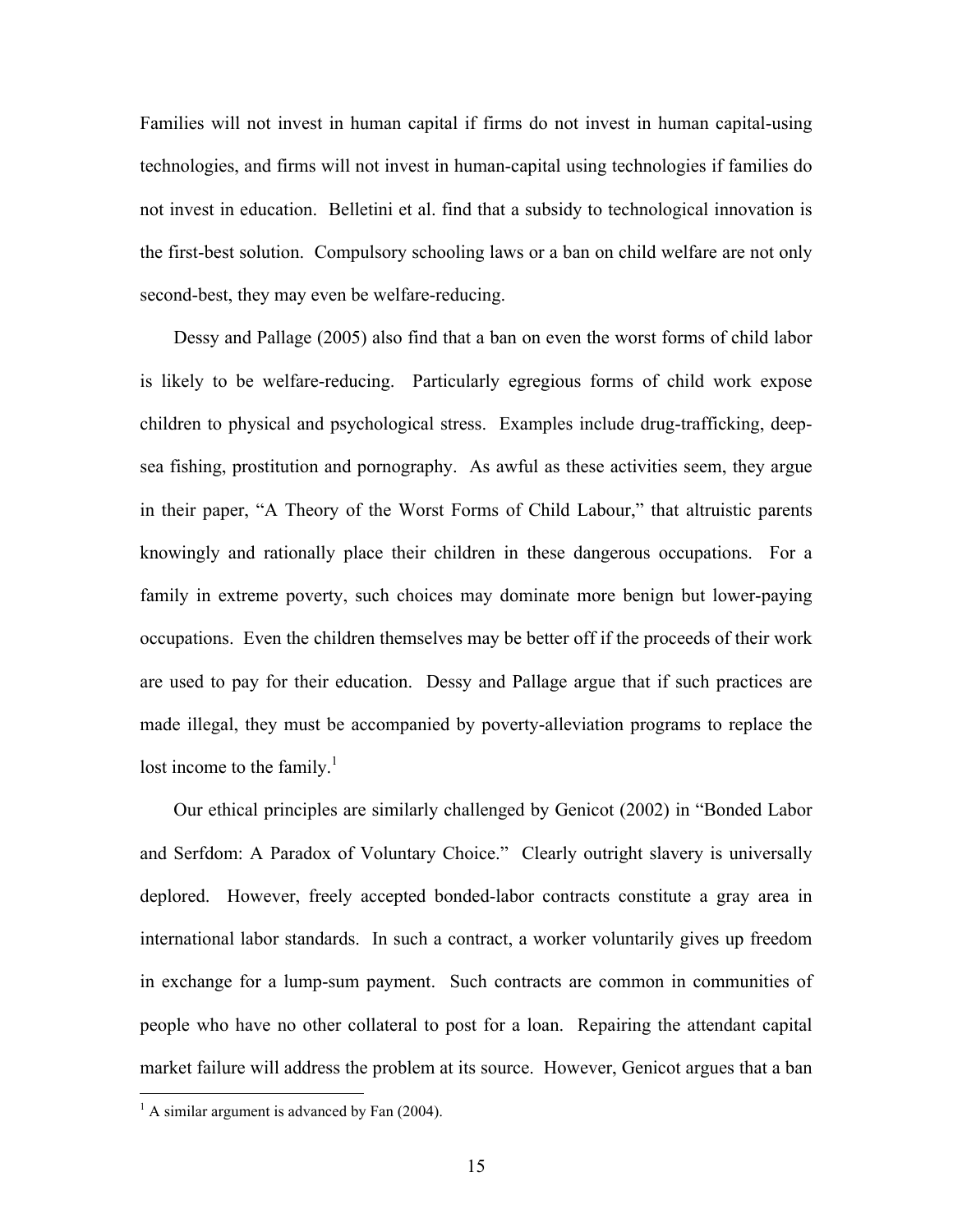Families will not invest in human capital if firms do not invest in human capital-using technologies, and firms will not invest in human-capital using technologies if families do not invest in education. Belletini et al. find that a subsidy to technological innovation is the first-best solution. Compulsory schooling laws or a ban on child welfare are not only second-best, they may even be welfare-reducing.

Dessy and Pallage (2005) also find that a ban on even the worst forms of child labor is likely to be welfare-reducing. Particularly egregious forms of child work expose children to physical and psychological stress. Examples include drug-trafficking, deep-sea fishing, prostitution and pornography. As awful as these activities seem, they argue in their paper, "A Theory of the Worst Forms of Child Labour," that altruistic parents knowingly and rationally place their children in these dangerous occupations. For a family in extreme poverty, such choices may dominate more benign but lower-paying occupations. Even the children themselves may be better off if the proceeds of their work are used to pay for their education. Dessy and Pallage argue that if such practices are made illegal, they must be accompanied by poverty-alleviation programs to replace the lost income to the family.[1]

Our ethical principles are similarly challenged by Genicot (2002) in "Bonded Labor and Serfdom: A Paradox of Voluntary Choice." Clearly outright slavery is universally deplored. However, freely accepted bonded-labor contracts constitute a gray area in international labor standards. In such a contract, a worker voluntarily gives up freedom in exchange for a lump-sum payment. Such contracts are common in communities of people who have no other collateral to post for a loan. Repairing the attendant capital market failure will address the problem at its source. However, Genicot argues that a ban

[1] A similar argument is advanced by Fan (2004).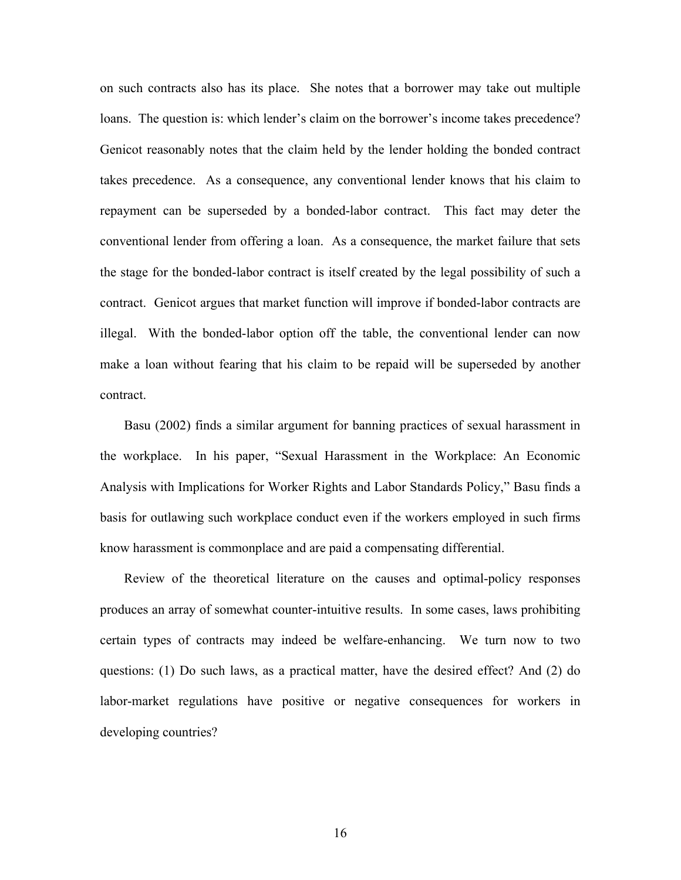on such contracts also has its place. She notes that a borrower may take out multiple loans. The question is: which lender's claim on the borrower's income takes precedence? Genicot reasonably notes that the claim held by the lender holding the bonded contract takes precedence. As a consequence, any conventional lender knows that his claim to repayment can be superseded by a bonded-labor contract. This fact may deter the conventional lender from offering a loan. As a consequence, the market failure that sets the stage for the bonded-labor contract is itself created by the legal possibility of such a contract. Genicot argues that market function will improve if bonded-labor contracts are illegal. With the bonded-labor option off the table, the conventional lender can now make a loan without fearing that his claim to be repaid will be superseded by another contract.

Basu (2002) finds a similar argument for banning practices of sexual harassment in the workplace. In his paper, "Sexual Harassment in the Workplace: An Economic Analysis with Implications for Worker Rights and Labor Standards Policy," Basu finds a basis for outlawing such workplace conduct even if the workers employed in such firms know harassment is commonplace and are paid a compensating differential.

Review of the theoretical literature on the causes and optimal-policy responses produces an array of somewhat counter-intuitive results. In some cases, laws prohibiting certain types of contracts may indeed be welfare-enhancing. We turn now to two questions: (1) Do such laws, as a practical matter, have the desired effect? And (2) do labor-market regulations have positive or negative consequences for workers in developing countries?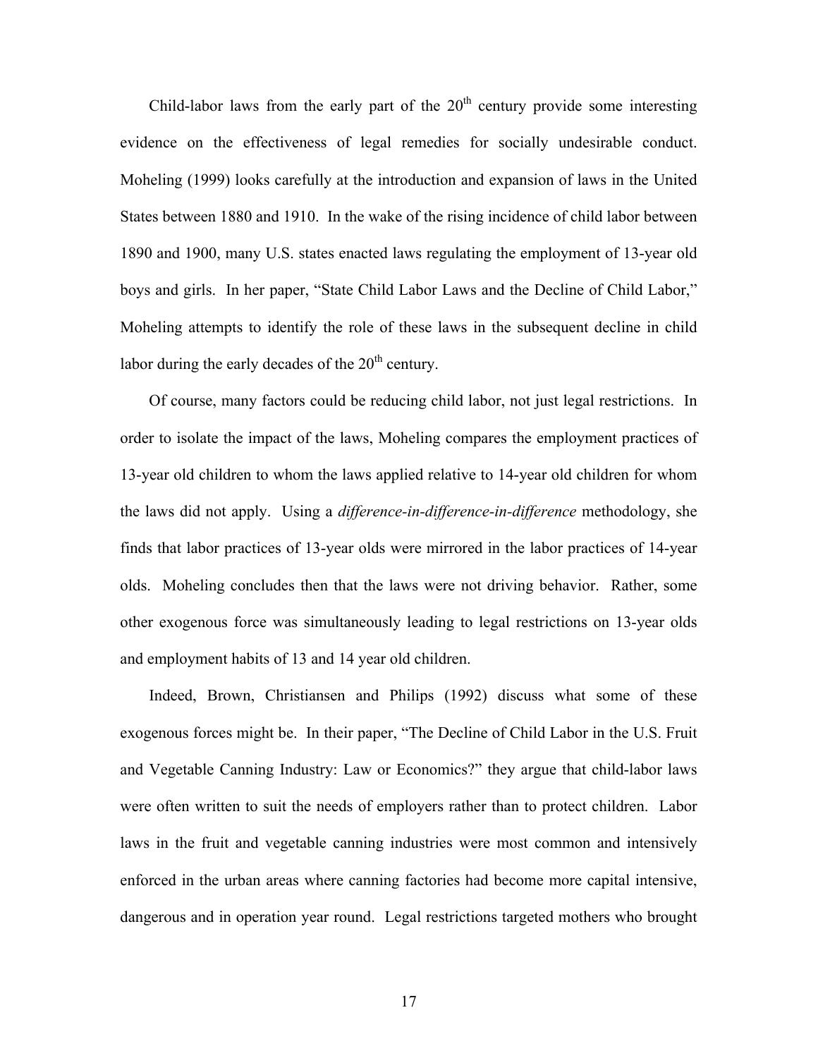Child-labor laws from the early part of the 20$^{th}$ century provide some interesting evidence on the effectiveness of legal remedies for socially undesirable conduct. Moheling (1999) looks carefully at the introduction and expansion of laws in the United States between 1880 and 1910. In the wake of the rising incidence of child labor between 1890 and 1900, many U.S. states enacted laws regulating the employment of 13-year old boys and girls. In her paper, "State Child Labor Laws and the Decline of Child Labor," Moheling attempts to identify the role of these laws in the subsequent decline in child labor during the early decades of the 20$^{th}$ century.

Of course, many factors could be reducing child labor, not just legal restrictions. In order to isolate the impact of the laws, Moheling compares the employment practices of 13-year old children to whom the laws applied relative to 14-year old children for whom the laws did not apply. Using a *difference-in-difference-in-difference* methodology, she finds that labor practices of 13-year olds were mirrored in the labor practices of 14-year olds. Moheling concludes then that the laws were not driving behavior. Rather, some other exogenous force was simultaneously leading to legal restrictions on 13-year olds and employment habits of 13 and 14 year old children.

Indeed, Brown, Christiansen and Philips (1992) discuss what some of these exogenous forces might be. In their paper, "The Decline of Child Labor in the U.S. Fruit and Vegetable Canning Industry: Law or Economics?" they argue that child-labor laws were often written to suit the needs of employers rather than to protect children. Labor laws in the fruit and vegetable canning industries were most common and intensively enforced in the urban areas where canning factories had become more capital intensive, dangerous and in operation year round. Legal restrictions targeted mothers who brought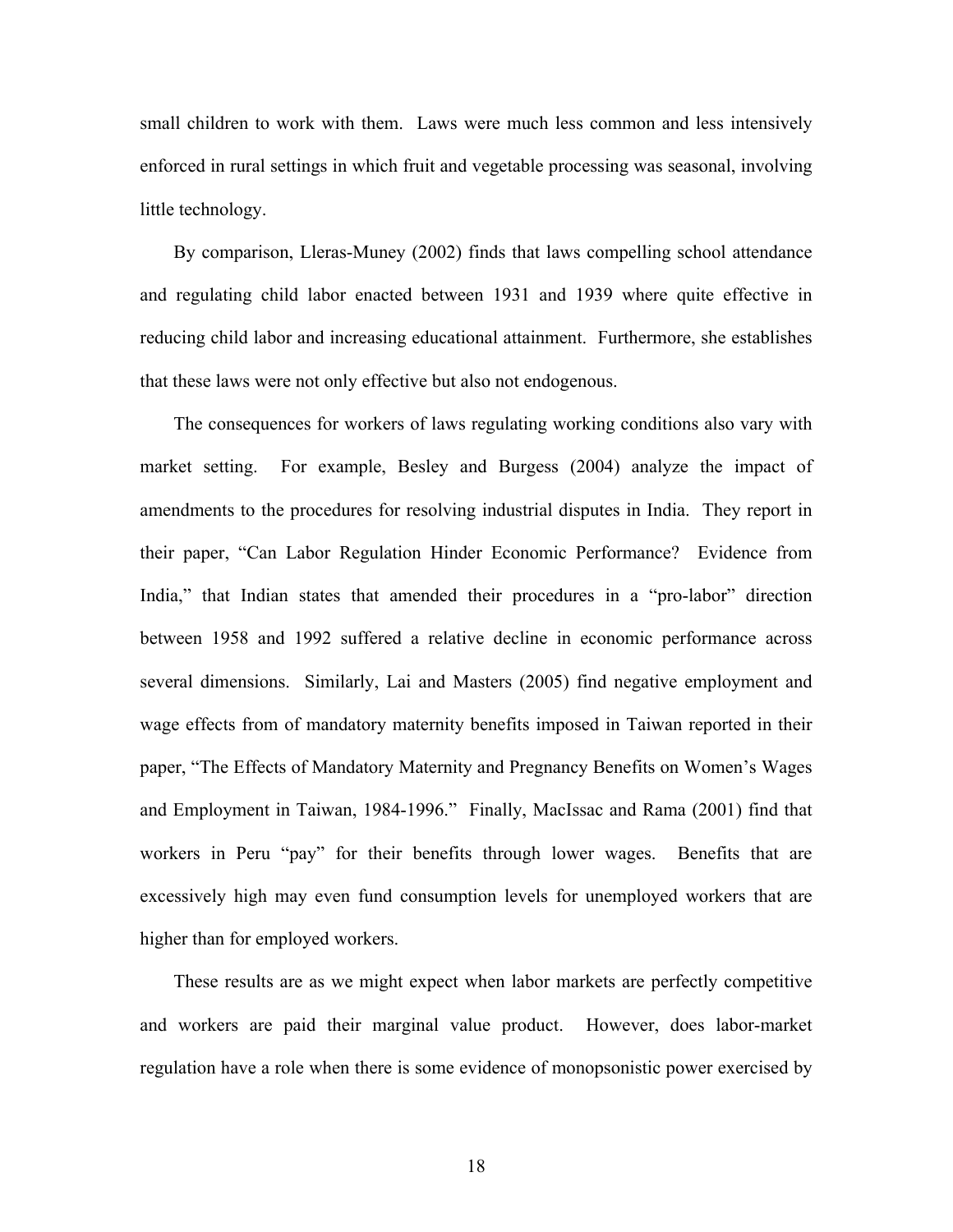small children to work with them. Laws were much less common and less intensively enforced in rural settings in which fruit and vegetable processing was seasonal, involving little technology.

By comparison, Lleras-Muney (2002) finds that laws compelling school attendance and regulating child labor enacted between 1931 and 1939 where quite effective in reducing child labor and increasing educational attainment. Furthermore, she establishes that these laws were not only effective but also not endogenous.

The consequences for workers of laws regulating working conditions also vary with market setting. For example, Besley and Burgess (2004) analyze the impact of amendments to the procedures for resolving industrial disputes in India. They report in their paper, "Can Labor Regulation Hinder Economic Performance? Evidence from India," that Indian states that amended their procedures in a "pro-labor" direction between 1958 and 1992 suffered a relative decline in economic performance across several dimensions. Similarly, Lai and Masters (2005) find negative employment and wage effects from of mandatory maternity benefits imposed in Taiwan reported in their paper, "The Effects of Mandatory Maternity and Pregnancy Benefits on Women's Wages and Employment in Taiwan, 1984-1996." Finally, MacIssac and Rama (2001) find that workers in Peru "pay" for their benefits through lower wages. Benefits that are excessively high may even fund consumption levels for unemployed workers that are higher than for employed workers.

These results are as we might expect when labor markets are perfectly competitive and workers are paid their marginal value product. However, does labor-market regulation have a role when there is some evidence of monopsonistic power exercised by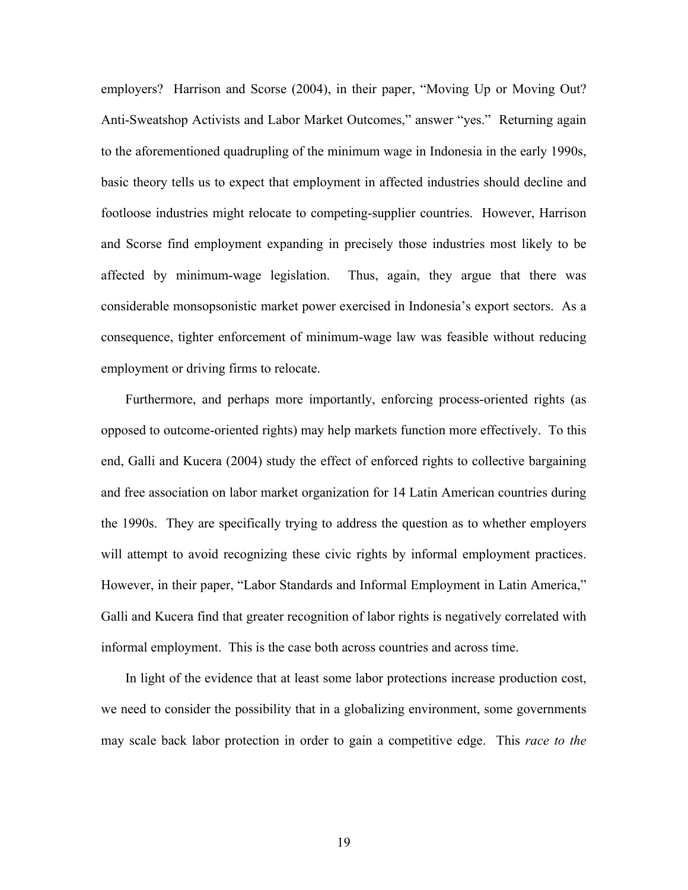employers? Harrison and Scorse (2004), in their paper, "Moving Up or Moving Out? Anti-Sweatshop Activists and Labor Market Outcomes," answer "yes." Returning again to the aforementioned quadrupling of the minimum wage in Indonesia in the early 1990s, basic theory tells us to expect that employment in affected industries should decline and footloose industries might relocate to competing-supplier countries. However, Harrison and Scorse find employment expanding in precisely those industries most likely to be affected by minimum-wage legislation. Thus, again, they argue that there was considerable monsopsonistic market power exercised in Indonesia's export sectors. As a consequence, tighter enforcement of minimum-wage law was feasible without reducing employment or driving firms to relocate.

Furthermore, and perhaps more importantly, enforcing process-oriented rights (as opposed to outcome-oriented rights) may help markets function more effectively. To this end, Galli and Kucera (2004) study the effect of enforced rights to collective bargaining and free association on labor market organization for 14 Latin American countries during the 1990s. They are specifically trying to address the question as to whether employers will attempt to avoid recognizing these civic rights by informal employment practices. However, in their paper, "Labor Standards and Informal Employment in Latin America," Galli and Kucera find that greater recognition of labor rights is negatively correlated with informal employment. This is the case both across countries and across time.

In light of the evidence that at least some labor protections increase production cost, we need to consider the possibility that in a globalizing environment, some governments may scale back labor protection in order to gain a competitive edge. This *race to the*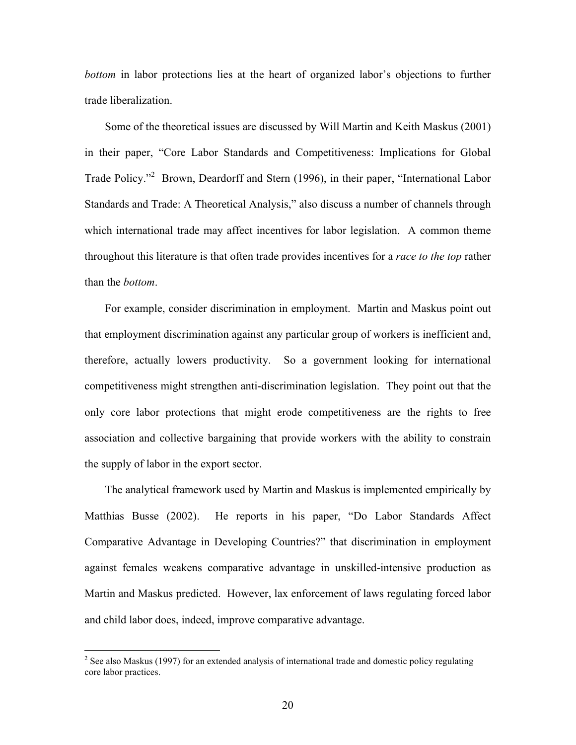*bottom* in labor protections lies at the heart of organized labor's objections to further trade liberalization.

Some of the theoretical issues are discussed by Will Martin and Keith Maskus (2001) in their paper, "Core Labor Standards and Competitiveness: Implications for Global Trade Policy."[2] Brown, Deardorff and Stern (1996), in their paper, "International Labor Standards and Trade: A Theoretical Analysis," also discuss a number of channels through which international trade may affect incentives for labor legislation. A common theme throughout this literature is that often trade provides incentives for a *race to the top* rather than the *bottom*.

For example, consider discrimination in employment. Martin and Maskus point out that employment discrimination against any particular group of workers is inefficient and, therefore, actually lowers productivity. So a government looking for international competitiveness might strengthen anti-discrimination legislation. They point out that the only core labor protections that might erode competitiveness are the rights to free association and collective bargaining that provide workers with the ability to constrain the supply of labor in the export sector.

The analytical framework used by Martin and Maskus is implemented empirically by Matthias Busse (2002). He reports in his paper, "Do Labor Standards Affect Comparative Advantage in Developing Countries?" that discrimination in employment against females weakens comparative advantage in unskilled-intensive production as Martin and Maskus predicted. However, lax enforcement of laws regulating forced labor and child labor does, indeed, improve comparative advantage.

[2] See also Maskus (1997) for an extended analysis of international trade and domestic policy regulating core labor practices.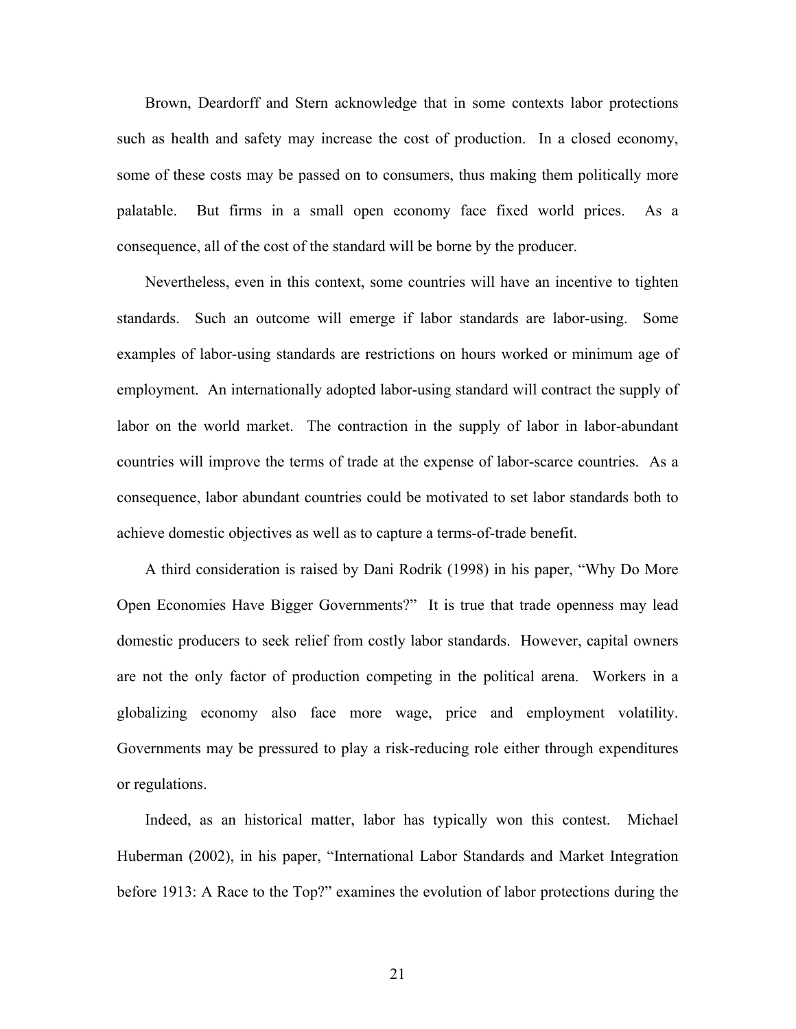Brown, Deardorff and Stern acknowledge that in some contexts labor protections such as health and safety may increase the cost of production. In a closed economy, some of these costs may be passed on to consumers, thus making them politically more palatable. But firms in a small open economy face fixed world prices. As a consequence, all of the cost of the standard will be borne by the producer.

Nevertheless, even in this context, some countries will have an incentive to tighten standards. Such an outcome will emerge if labor standards are labor-using. Some examples of labor-using standards are restrictions on hours worked or minimum age of employment. An internationally adopted labor-using standard will contract the supply of labor on the world market. The contraction in the supply of labor in labor-abundant countries will improve the terms of trade at the expense of labor-scarce countries. As a consequence, labor abundant countries could be motivated to set labor standards both to achieve domestic objectives as well as to capture a terms-of-trade benefit.

A third consideration is raised by Dani Rodrik (1998) in his paper, "Why Do More Open Economies Have Bigger Governments?" It is true that trade openness may lead domestic producers to seek relief from costly labor standards. However, capital owners are not the only factor of production competing in the political arena. Workers in a globalizing economy also face more wage, price and employment volatility. Governments may be pressured to play a risk-reducing role either through expenditures or regulations.

Indeed, as an historical matter, labor has typically won this contest. Michael Huberman (2002), in his paper, "International Labor Standards and Market Integration before 1913: A Race to the Top?" examines the evolution of labor protections during the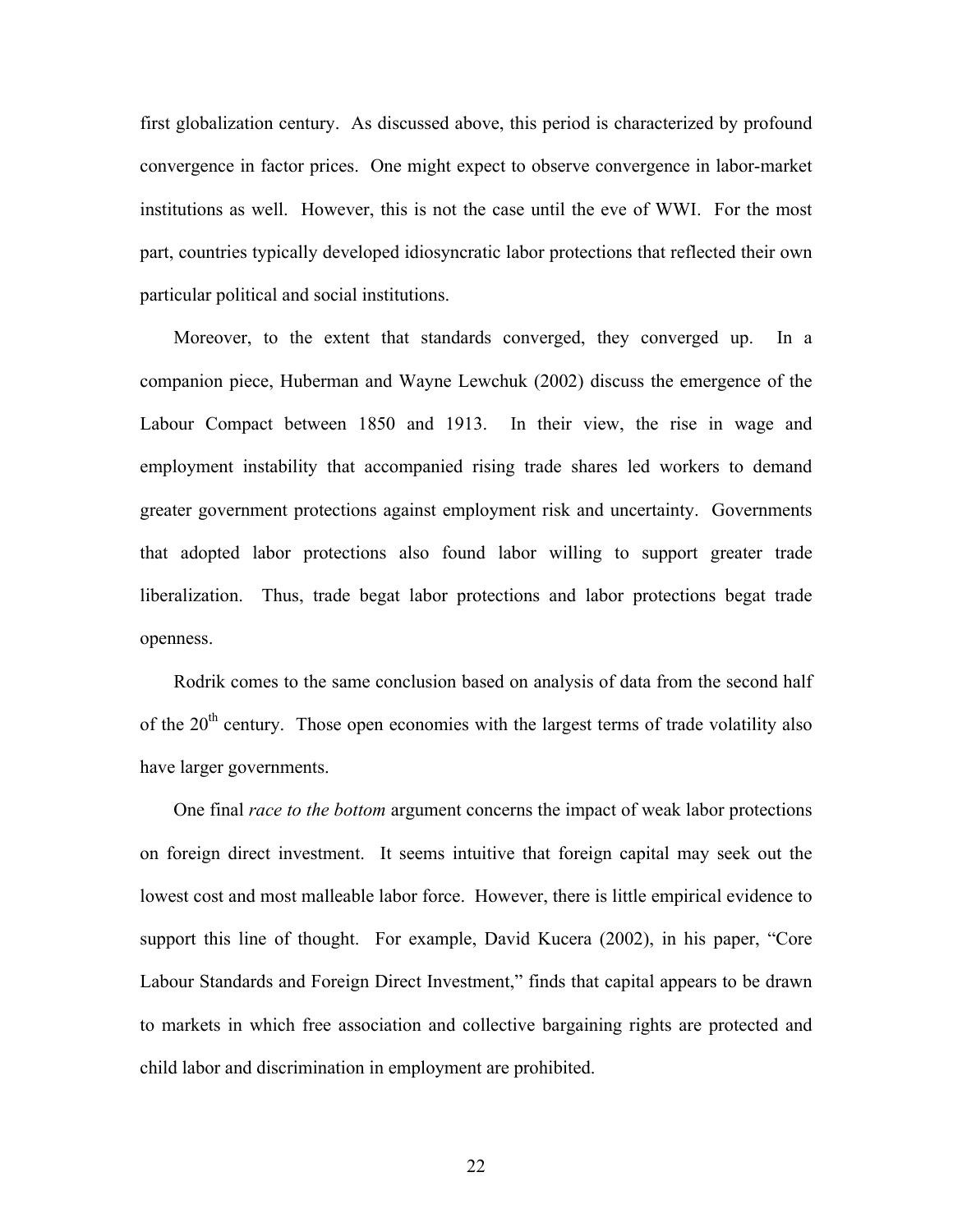first globalization century. As discussed above, this period is characterized by profound convergence in factor prices. One might expect to observe convergence in labor-market institutions as well. However, this is not the case until the eve of WWI. For the most part, countries typically developed idiosyncratic labor protections that reflected their own particular political and social institutions.

Moreover, to the extent that standards converged, they converged up. In a companion piece, Huberman and Wayne Lewchuk (2002) discuss the emergence of the Labour Compact between 1850 and 1913. In their view, the rise in wage and employment instability that accompanied rising trade shares led workers to demand greater government protections against employment risk and uncertainty. Governments that adopted labor protections also found labor willing to support greater trade liberalization. Thus, trade begat labor protections and labor protections begat trade openness.

Rodrik comes to the same conclusion based on analysis of data from the second half of the 20th century. Those open economies with the largest terms of trade volatility also have larger governments.

One final *race to the bottom* argument concerns the impact of weak labor protections on foreign direct investment. It seems intuitive that foreign capital may seek out the lowest cost and most malleable labor force. However, there is little empirical evidence to support this line of thought. For example, David Kucera (2002), in his paper, "Core Labour Standards and Foreign Direct Investment," finds that capital appears to be drawn to markets in which free association and collective bargaining rights are protected and child labor and discrimination in employment are prohibited.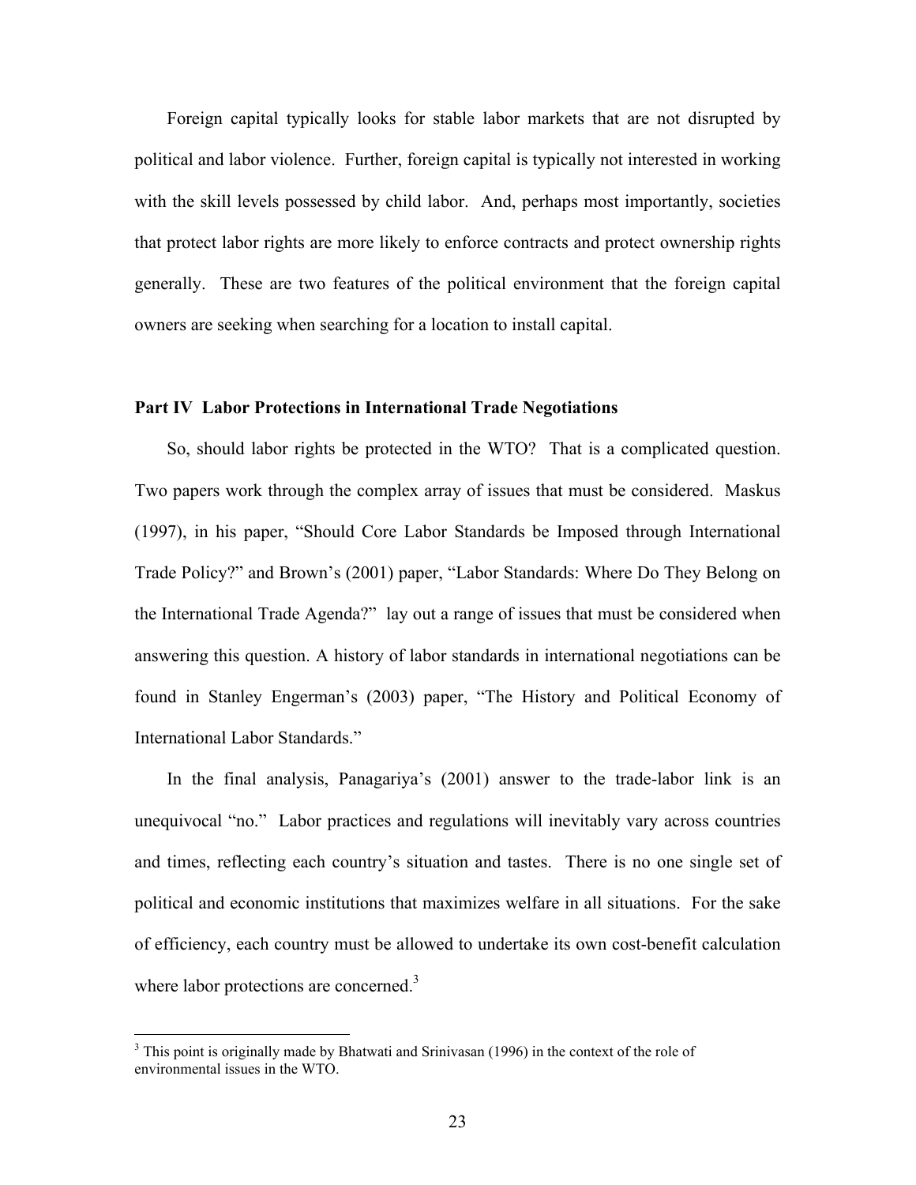Foreign capital typically looks for stable labor markets that are not disrupted by political and labor violence. Further, foreign capital is typically not interested in working with the skill levels possessed by child labor. And, perhaps most importantly, societies that protect labor rights are more likely to enforce contracts and protect ownership rights generally. These are two features of the political environment that the foreign capital owners are seeking when searching for a location to install capital.

## Part IV Labor Protections in International Trade Negotiations

So, should labor rights be protected in the WTO? That is a complicated question. Two papers work through the complex array of issues that must be considered. Maskus (1997), in his paper, "Should Core Labor Standards be Imposed through International Trade Policy?" and Brown's (2001) paper, "Labor Standards: Where Do They Belong on the International Trade Agenda?" lay out a range of issues that must be considered when answering this question. A history of labor standards in international negotiations can be found in Stanley Engerman's (2003) paper, "The History and Political Economy of International Labor Standards."

In the final analysis, Panagariya's (2001) answer to the trade-labor link is an unequivocal "no." Labor practices and regulations will inevitably vary across countries and times, reflecting each country's situation and tastes. There is no one single set of political and economic institutions that maximizes welfare in all situations. For the sake of efficiency, each country must be allowed to undertake its own cost-benefit calculation where labor protections are concerned.[3]

---

[3] This point is originally made by Bhatwati and Srinivasan (1996) in the context of the role of environmental issues in the WTO.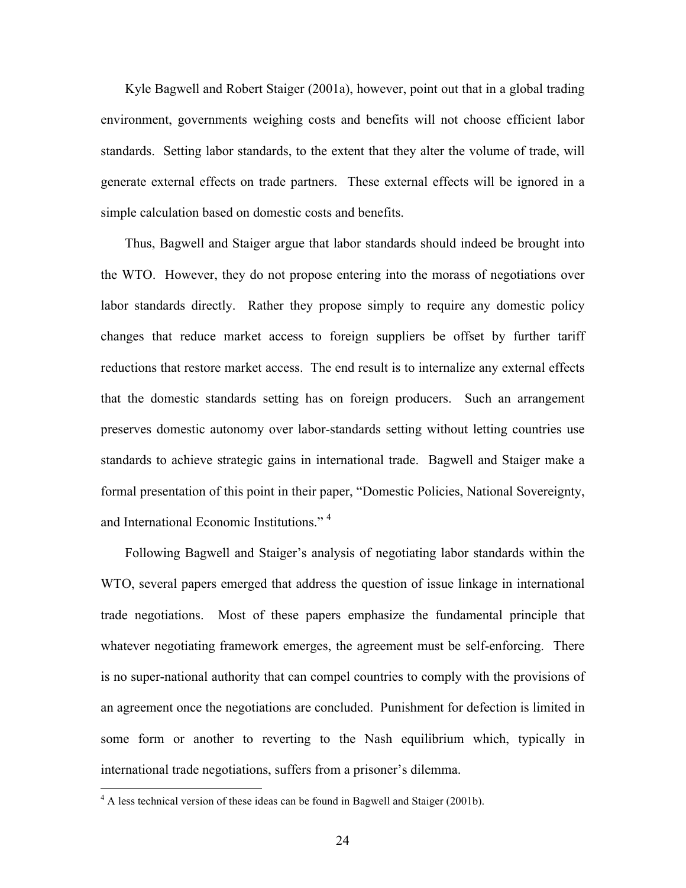Kyle Bagwell and Robert Staiger (2001a), however, point out that in a global trading environment, governments weighing costs and benefits will not choose efficient labor standards. Setting labor standards, to the extent that they alter the volume of trade, will generate external effects on trade partners. These external effects will be ignored in a simple calculation based on domestic costs and benefits.

Thus, Bagwell and Staiger argue that labor standards should indeed be brought into the WTO. However, they do not propose entering into the morass of negotiations over labor standards directly. Rather they propose simply to require any domestic policy changes that reduce market access to foreign suppliers be offset by further tariff reductions that restore market access. The end result is to internalize any external effects that the domestic standards setting has on foreign producers. Such an arrangement preserves domestic autonomy over labor-standards setting without letting countries use standards to achieve strategic gains in international trade. Bagwell and Staiger make a formal presentation of this point in their paper, "Domestic Policies, National Sovereignty, and International Economic Institutions." [4]

Following Bagwell and Staiger's analysis of negotiating labor standards within the WTO, several papers emerged that address the question of issue linkage in international trade negotiations. Most of these papers emphasize the fundamental principle that whatever negotiating framework emerges, the agreement must be self-enforcing. There is no super-national authority that can compel countries to comply with the provisions of an agreement once the negotiations are concluded. Punishment for defection is limited in some form or another to reverting to the Nash equilibrium which, typically in international trade negotiations, suffers from a prisoner's dilemma.

[4] A less technical version of these ideas can be found in Bagwell and Staiger (2001b).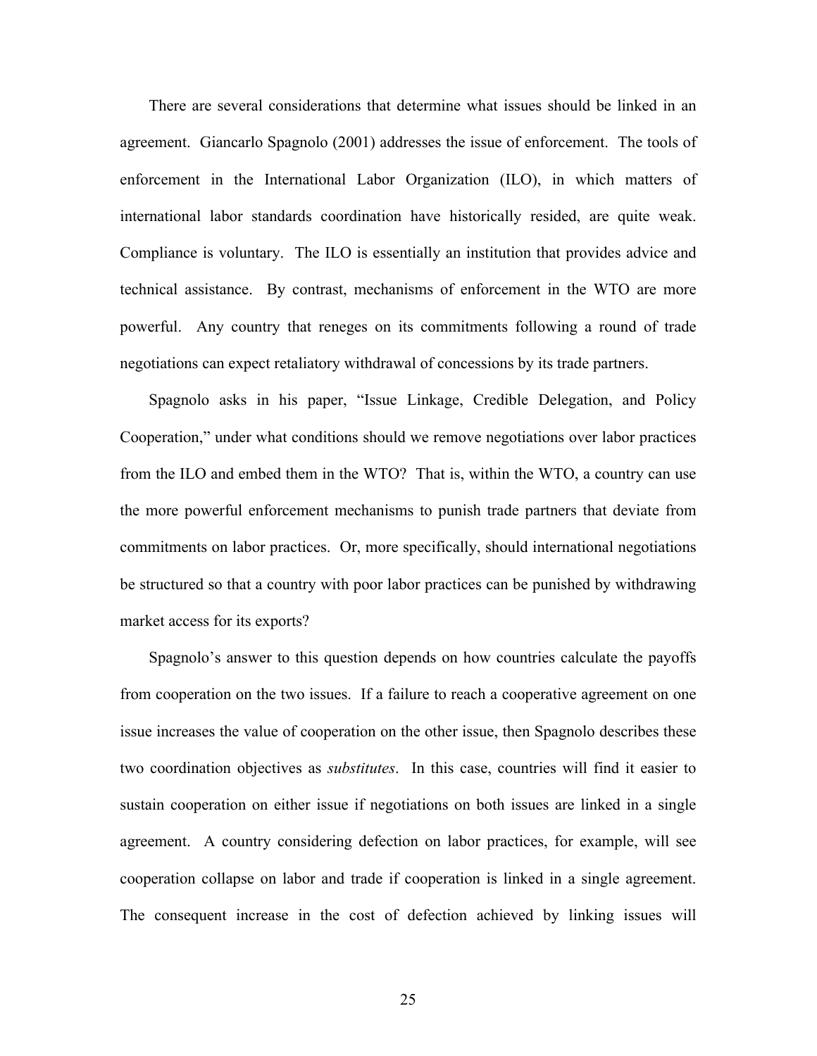There are several considerations that determine what issues should be linked in an agreement. Giancarlo Spagnolo (2001) addresses the issue of enforcement. The tools of enforcement in the International Labor Organization (ILO), in which matters of international labor standards coordination have historically resided, are quite weak. Compliance is voluntary. The ILO is essentially an institution that provides advice and technical assistance. By contrast, mechanisms of enforcement in the WTO are more powerful. Any country that reneges on its commitments following a round of trade negotiations can expect retaliatory withdrawal of concessions by its trade partners.

Spagnolo asks in his paper, "Issue Linkage, Credible Delegation, and Policy Cooperation," under what conditions should we remove negotiations over labor practices from the ILO and embed them in the WTO? That is, within the WTO, a country can use the more powerful enforcement mechanisms to punish trade partners that deviate from commitments on labor practices. Or, more specifically, should international negotiations be structured so that a country with poor labor practices can be punished by withdrawing market access for its exports?

Spagnolo's answer to this question depends on how countries calculate the payoffs from cooperation on the two issues. If a failure to reach a cooperative agreement on one issue increases the value of cooperation on the other issue, then Spagnolo describes these two coordination objectives as *substitutes*. In this case, countries will find it easier to sustain cooperation on either issue if negotiations on both issues are linked in a single agreement. A country considering defection on labor practices, for example, will see cooperation collapse on labor and trade if cooperation is linked in a single agreement. The consequent increase in the cost of defection achieved by linking issues will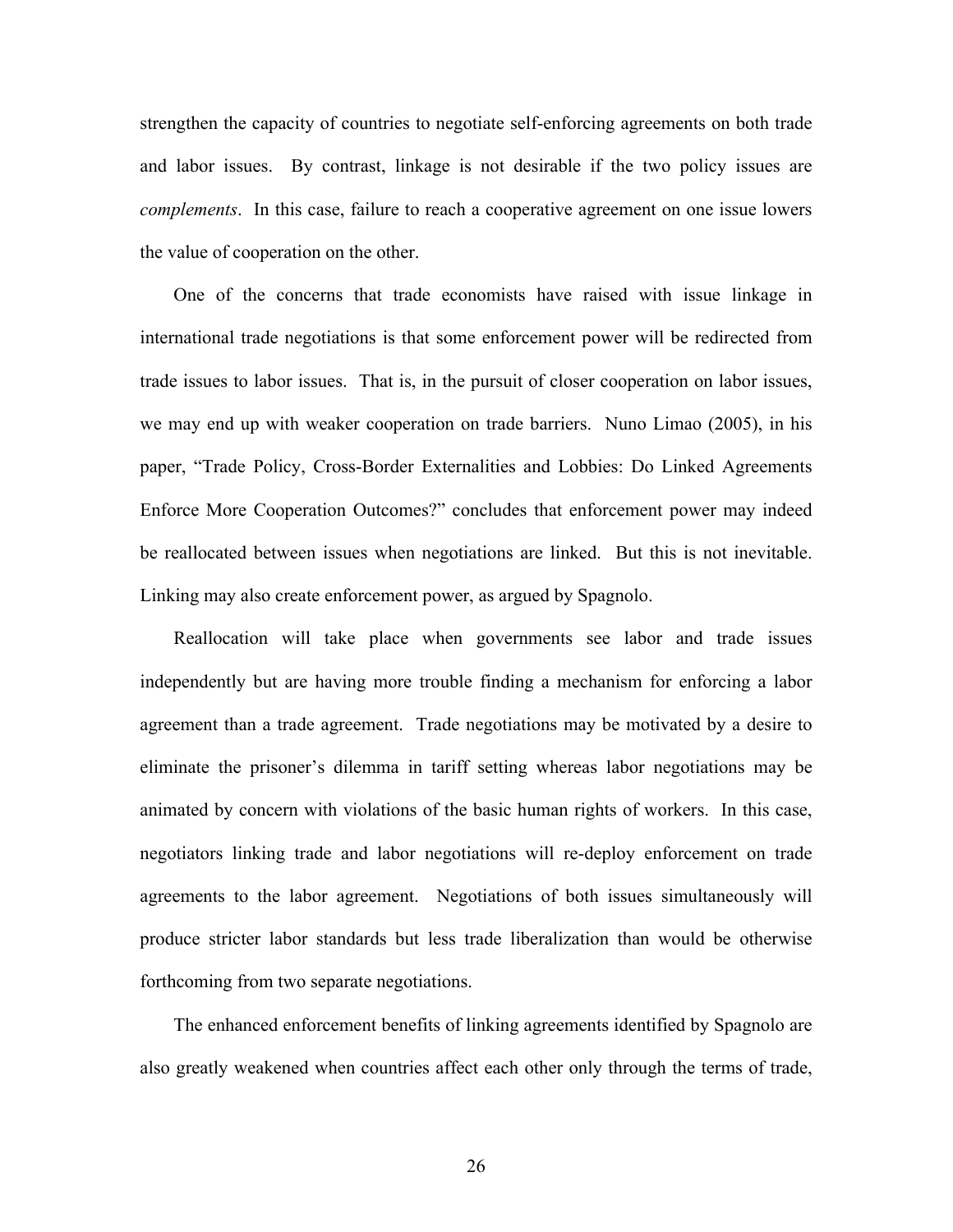strengthen the capacity of countries to negotiate self-enforcing agreements on both trade and labor issues. By contrast, linkage is not desirable if the two policy issues are *complements*. In this case, failure to reach a cooperative agreement on one issue lowers the value of cooperation on the other.

One of the concerns that trade economists have raised with issue linkage in international trade negotiations is that some enforcement power will be redirected from trade issues to labor issues. That is, in the pursuit of closer cooperation on labor issues, we may end up with weaker cooperation on trade barriers. Nuno Limao (2005), in his paper, "Trade Policy, Cross-Border Externalities and Lobbies: Do Linked Agreements Enforce More Cooperation Outcomes?" concludes that enforcement power may indeed be reallocated between issues when negotiations are linked. But this is not inevitable. Linking may also create enforcement power, as argued by Spagnolo.

Reallocation will take place when governments see labor and trade issues independently but are having more trouble finding a mechanism for enforcing a labor agreement than a trade agreement. Trade negotiations may be motivated by a desire to eliminate the prisoner's dilemma in tariff setting whereas labor negotiations may be animated by concern with violations of the basic human rights of workers. In this case, negotiators linking trade and labor negotiations will re-deploy enforcement on trade agreements to the labor agreement. Negotiations of both issues simultaneously will produce stricter labor standards but less trade liberalization than would be otherwise forthcoming from two separate negotiations.

The enhanced enforcement benefits of linking agreements identified by Spagnolo are also greatly weakened when countries affect each other only through the terms of trade,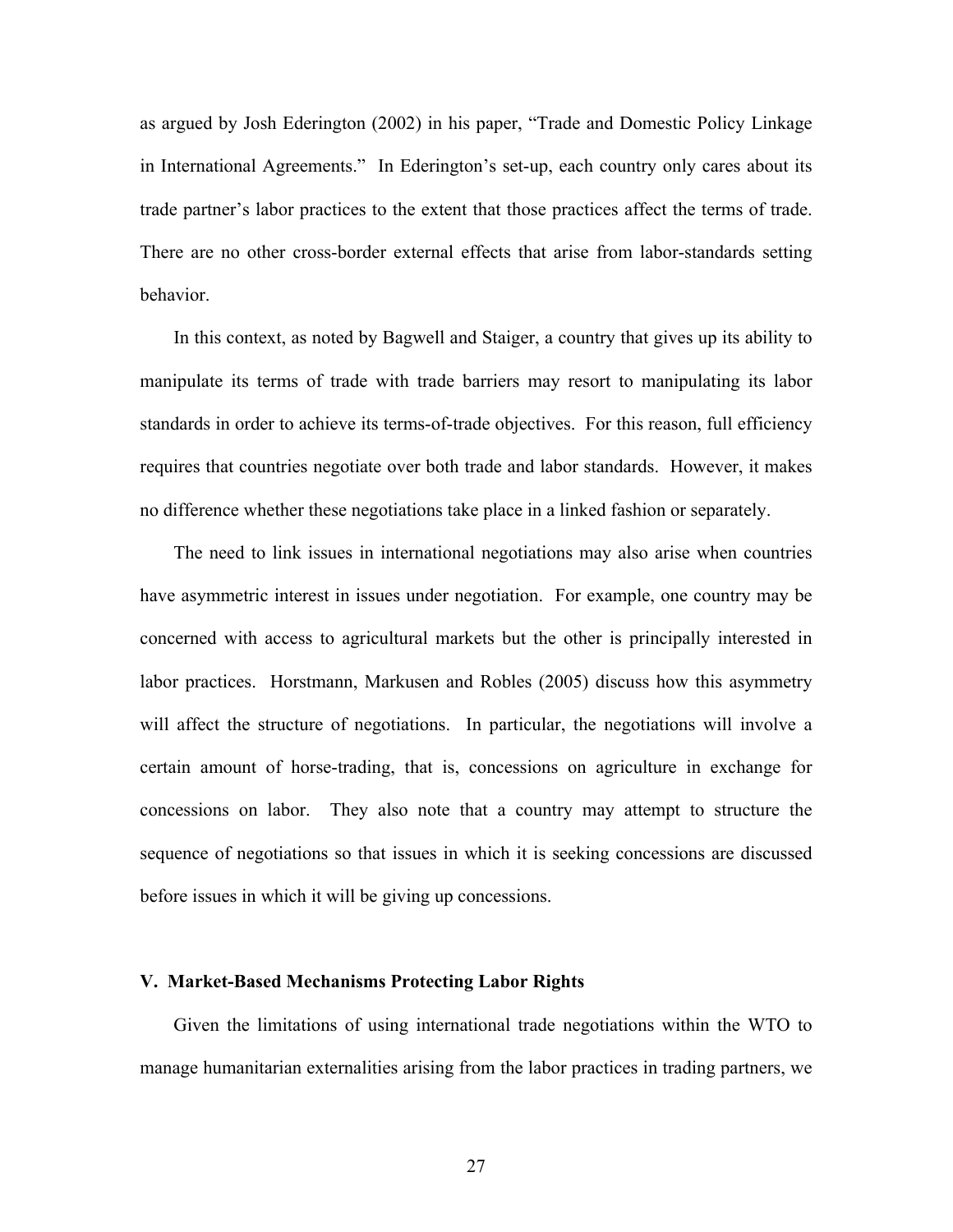as argued by Josh Ederington (2002) in his paper, "Trade and Domestic Policy Linkage in International Agreements." In Ederington's set-up, each country only cares about its trade partner's labor practices to the extent that those practices affect the terms of trade. There are no other cross-border external effects that arise from labor-standards setting behavior.

In this context, as noted by Bagwell and Staiger, a country that gives up its ability to manipulate its terms of trade with trade barriers may resort to manipulating its labor standards in order to achieve its terms-of-trade objectives. For this reason, full efficiency requires that countries negotiate over both trade and labor standards. However, it makes no difference whether these negotiations take place in a linked fashion or separately.

The need to link issues in international negotiations may also arise when countries have asymmetric interest in issues under negotiation. For example, one country may be concerned with access to agricultural markets but the other is principally interested in labor practices. Horstmann, Markusen and Robles (2005) discuss how this asymmetry will affect the structure of negotiations. In particular, the negotiations will involve a certain amount of horse-trading, that is, concessions on agriculture in exchange for concessions on labor. They also note that a country may attempt to structure the sequence of negotiations so that issues in which it is seeking concessions are discussed before issues in which it will be giving up concessions.

## V. Market-Based Mechanisms Protecting Labor Rights

Given the limitations of using international trade negotiations within the WTO to manage humanitarian externalities arising from the labor practices in trading partners, we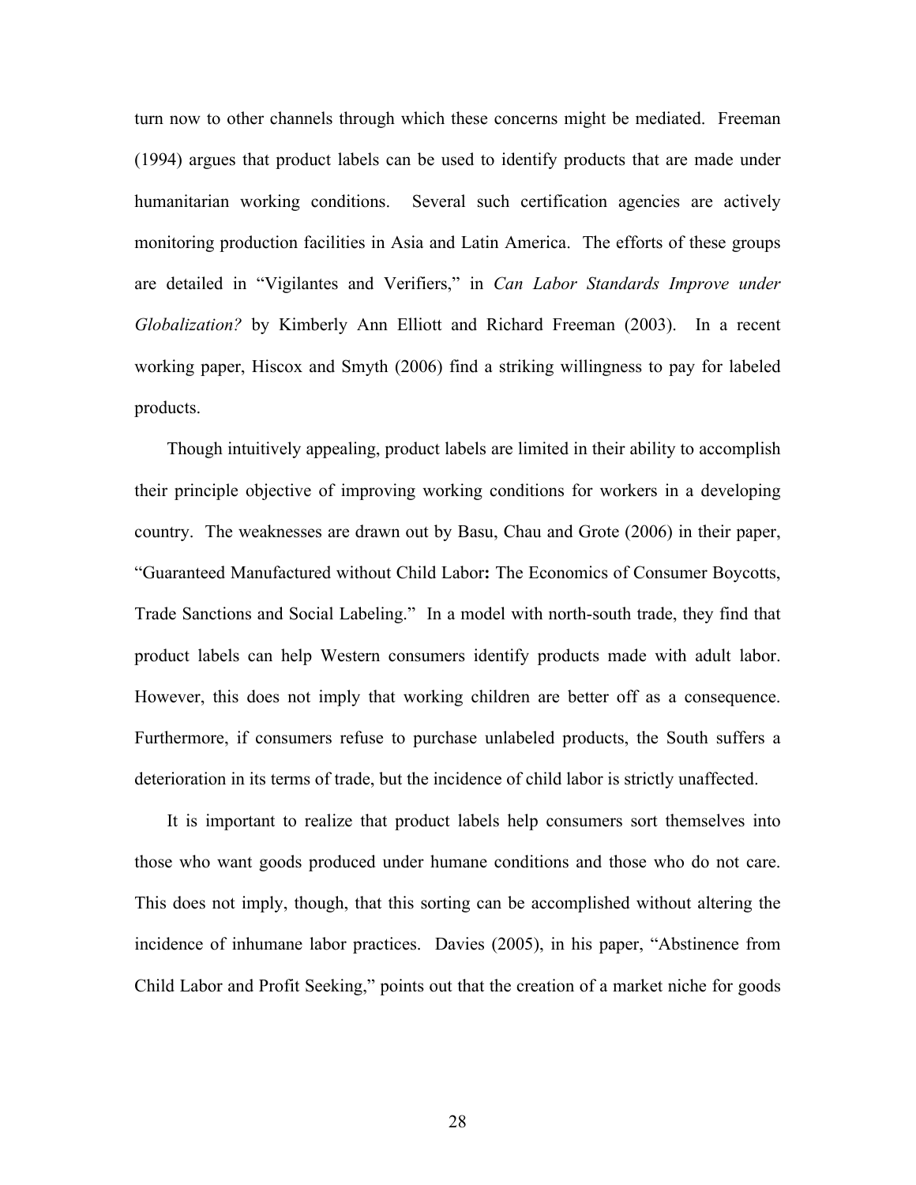turn now to other channels through which these concerns might be mediated. Freeman (1994) argues that product labels can be used to identify products that are made under humanitarian working conditions. Several such certification agencies are actively monitoring production facilities in Asia and Latin America. The efforts of these groups are detailed in "Vigilantes and Verifiers," in *Can Labor Standards Improve under Globalization?* by Kimberly Ann Elliott and Richard Freeman (2003). In a recent working paper, Hiscox and Smyth (2006) find a striking willingness to pay for labeled products.

Though intuitively appealing, product labels are limited in their ability to accomplish their principle objective of improving working conditions for workers in a developing country. The weaknesses are drawn out by Basu, Chau and Grote (2006) in their paper, "Guaranteed Manufactured without Child Labor**:** The Economics of Consumer Boycotts, Trade Sanctions and Social Labeling." In a model with north-south trade, they find that product labels can help Western consumers identify products made with adult labor. However, this does not imply that working children are better off as a consequence. Furthermore, if consumers refuse to purchase unlabeled products, the South suffers a deterioration in its terms of trade, but the incidence of child labor is strictly unaffected.

It is important to realize that product labels help consumers sort themselves into those who want goods produced under humane conditions and those who do not care. This does not imply, though, that this sorting can be accomplished without altering the incidence of inhumane labor practices. Davies (2005), in his paper, "Abstinence from Child Labor and Profit Seeking," points out that the creation of a market niche for goods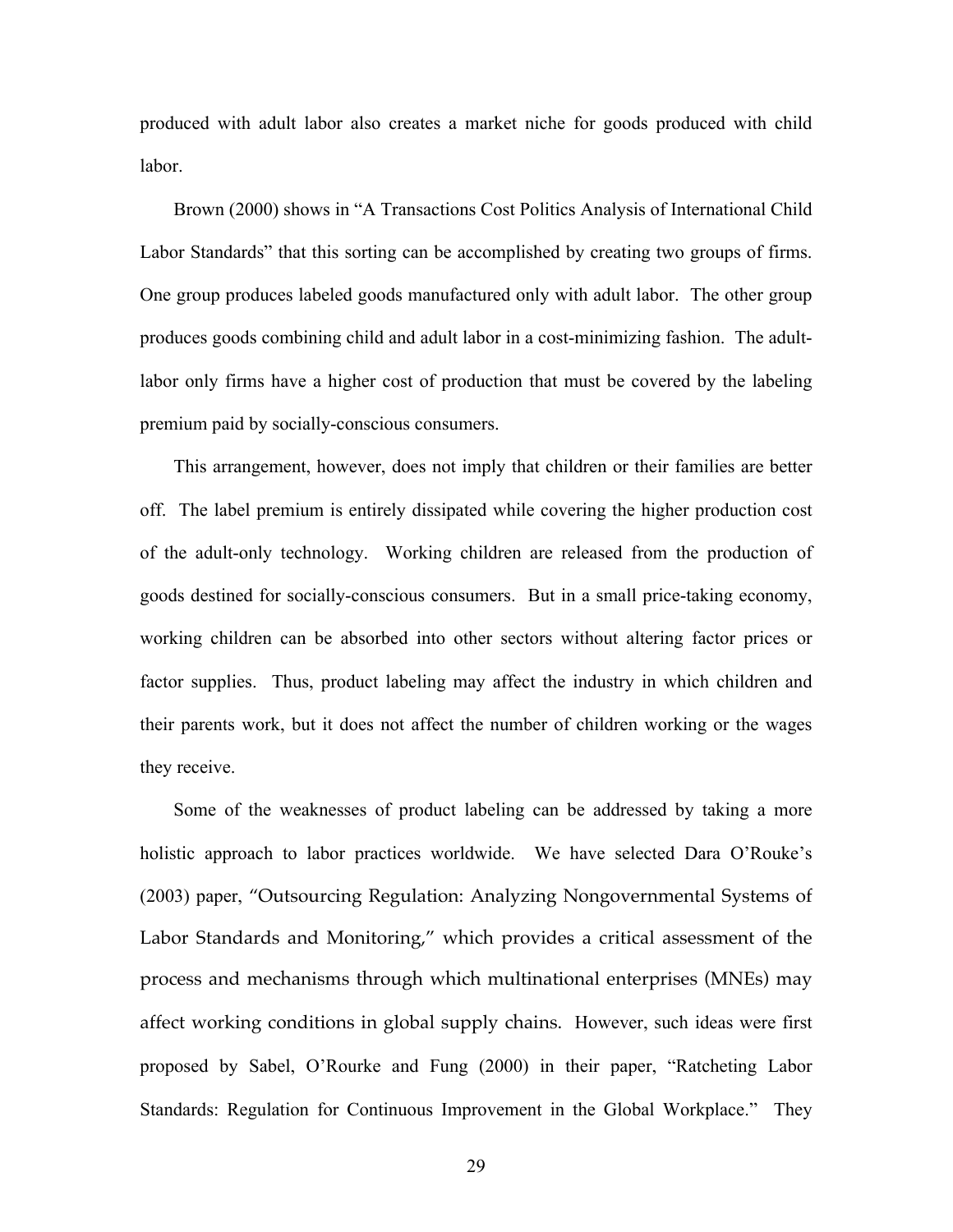produced with adult labor also creates a market niche for goods produced with child labor.

Brown (2000) shows in "A Transactions Cost Politics Analysis of International Child Labor Standards" that this sorting can be accomplished by creating two groups of firms. One group produces labeled goods manufactured only with adult labor. The other group produces goods combining child and adult labor in a cost-minimizing fashion. The adult-labor only firms have a higher cost of production that must be covered by the labeling premium paid by socially-conscious consumers.

This arrangement, however, does not imply that children or their families are better off. The label premium is entirely dissipated while covering the higher production cost of the adult-only technology. Working children are released from the production of goods destined for socially-conscious consumers. But in a small price-taking economy, working children can be absorbed into other sectors without altering factor prices or factor supplies. Thus, product labeling may affect the industry in which children and their parents work, but it does not affect the number of children working or the wages they receive.

Some of the weaknesses of product labeling can be addressed by taking a more holistic approach to labor practices worldwide. We have selected Dara O'Rouke's (2003) paper, "Outsourcing Regulation: Analyzing Nongovernmental Systems of Labor Standards and Monitoring," which provides a critical assessment of the process and mechanisms through which multinational enterprises (MNEs) may affect working conditions in global supply chains. However, such ideas were first proposed by Sabel, O'Rourke and Fung (2000) in their paper, "Ratcheting Labor Standards: Regulation for Continuous Improvement in the Global Workplace." They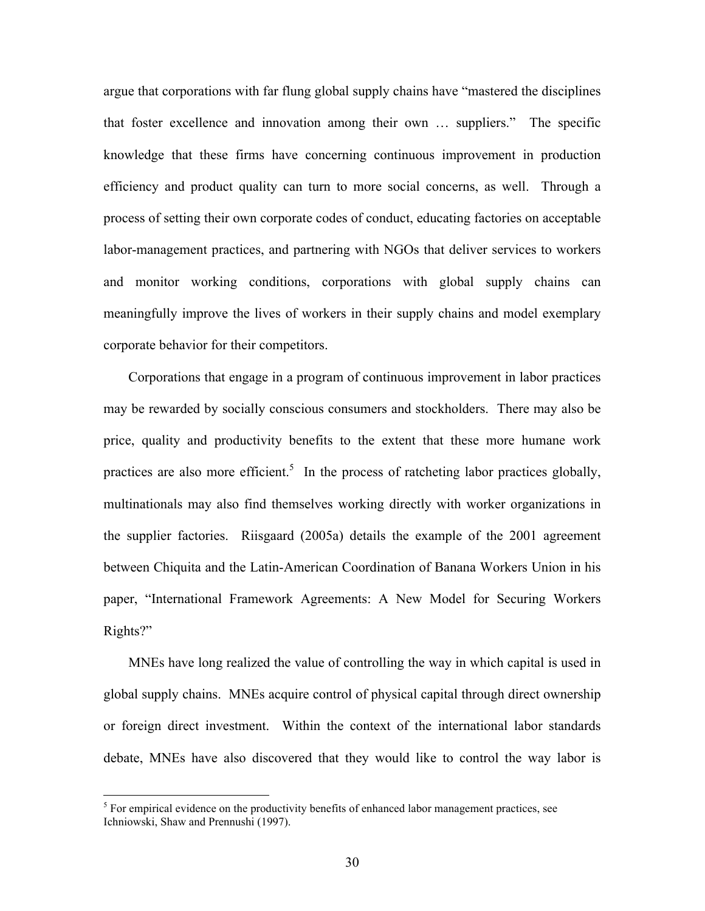argue that corporations with far flung global supply chains have "mastered the disciplines that foster excellence and innovation among their own … suppliers." The specific knowledge that these firms have concerning continuous improvement in production efficiency and product quality can turn to more social concerns, as well. Through a process of setting their own corporate codes of conduct, educating factories on acceptable labor-management practices, and partnering with NGOs that deliver services to workers and monitor working conditions, corporations with global supply chains can meaningfully improve the lives of workers in their supply chains and model exemplary corporate behavior for their competitors.

Corporations that engage in a program of continuous improvement in labor practices may be rewarded by socially conscious consumers and stockholders. There may also be price, quality and productivity benefits to the extent that these more humane work practices are also more efficient.[5] In the process of ratcheting labor practices globally, multinationals may also find themselves working directly with worker organizations in the supplier factories. Riisgaard (2005a) details the example of the 2001 agreement between Chiquita and the Latin-American Coordination of Banana Workers Union in his paper, "International Framework Agreements: A New Model for Securing Workers Rights?"

MNEs have long realized the value of controlling the way in which capital is used in global supply chains. MNEs acquire control of physical capital through direct ownership or foreign direct investment. Within the context of the international labor standards debate, MNEs have also discovered that they would like to control the way labor is

[5] For empirical evidence on the productivity benefits of enhanced labor management practices, see Ichniowski, Shaw and Prennushi (1997).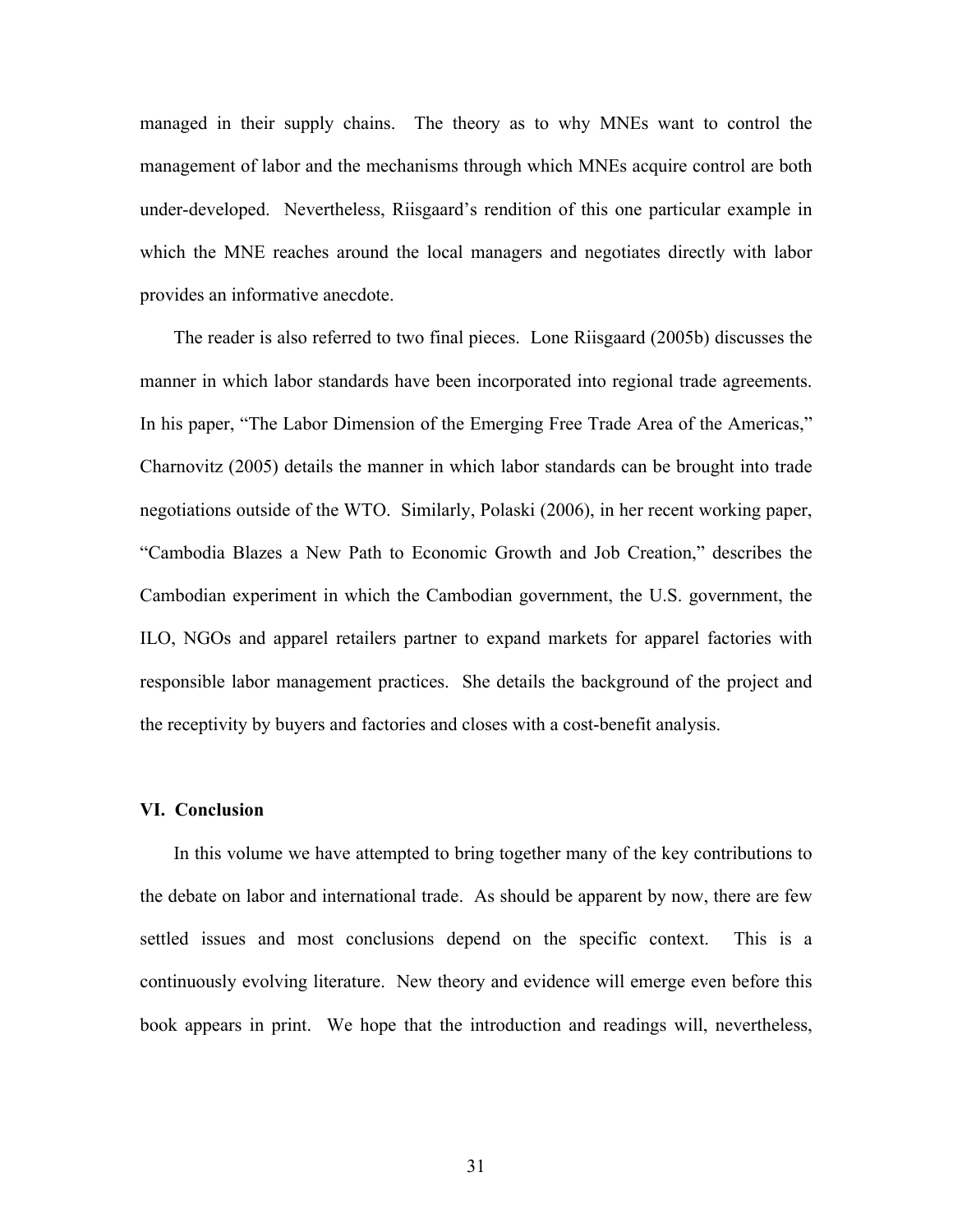managed in their supply chains. The theory as to why MNEs want to control the management of labor and the mechanisms through which MNEs acquire control are both under-developed. Nevertheless, Riisgaard's rendition of this one particular example in which the MNE reaches around the local managers and negotiates directly with labor provides an informative anecdote.

The reader is also referred to two final pieces. Lone Riisgaard (2005b) discusses the manner in which labor standards have been incorporated into regional trade agreements. In his paper, "The Labor Dimension of the Emerging Free Trade Area of the Americas," Charnovitz (2005) details the manner in which labor standards can be brought into trade negotiations outside of the WTO. Similarly, Polaski (2006), in her recent working paper, "Cambodia Blazes a New Path to Economic Growth and Job Creation," describes the Cambodian experiment in which the Cambodian government, the U.S. government, the ILO, NGOs and apparel retailers partner to expand markets for apparel factories with responsible labor management practices. She details the background of the project and the receptivity by buyers and factories and closes with a cost-benefit analysis.

## VI. Conclusion

In this volume we have attempted to bring together many of the key contributions to the debate on labor and international trade. As should be apparent by now, there are few settled issues and most conclusions depend on the specific context. This is a continuously evolving literature. New theory and evidence will emerge even before this book appears in print. We hope that the introduction and readings will, nevertheless,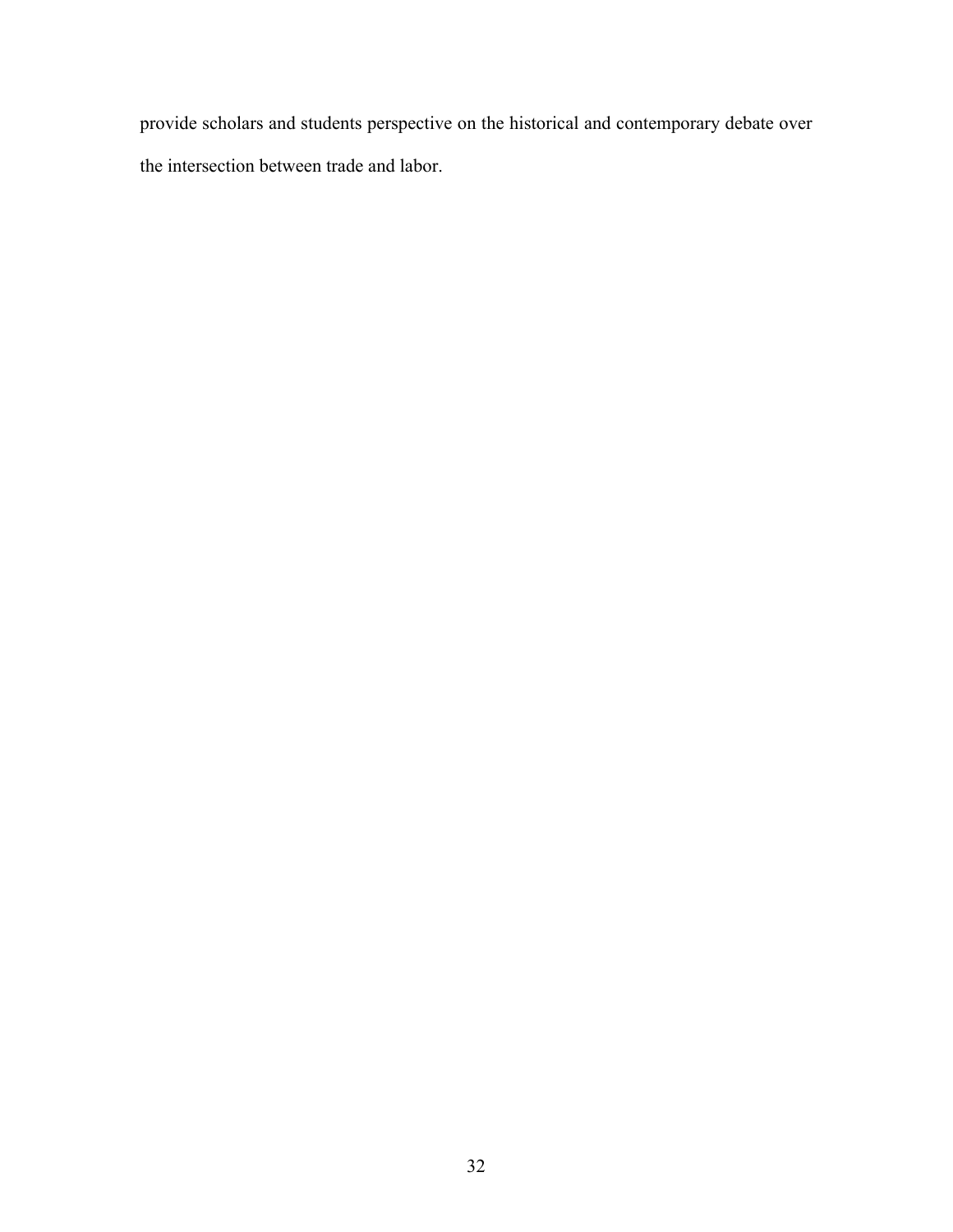provide scholars and students perspective on the historical and contemporary debate over the intersection between trade and labor.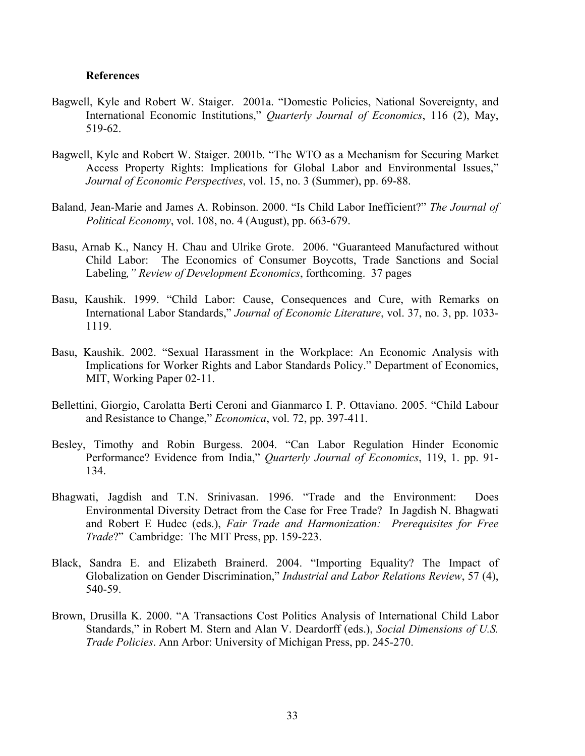**References**

Bagwell, Kyle and Robert W. Staiger. 2001a. "Domestic Policies, National Sovereignty, and International Economic Institutions," *Quarterly Journal of Economics*, 116 (2), May, 519-62.

Bagwell, Kyle and Robert W. Staiger. 2001b. "The WTO as a Mechanism for Securing Market Access Property Rights: Implications for Global Labor and Environmental Issues," *Journal of Economic Perspectives*, vol. 15, no. 3 (Summer), pp. 69-88.

Baland, Jean-Marie and James A. Robinson. 2000. "Is Child Labor Inefficient?" *The Journal of Political Economy*, vol. 108, no. 4 (August), pp. 663-679.

Basu, Arnab K., Nancy H. Chau and Ulrike Grote. 2006. "Guaranteed Manufactured without Child Labor: The Economics of Consumer Boycotts, Trade Sanctions and Social Labeling*," Review of Development Economics*, forthcoming. 37 pages

Basu, Kaushik. 1999. "Child Labor: Cause, Consequences and Cure, with Remarks on International Labor Standards," *Journal of Economic Literature*, vol. 37, no. 3, pp. 1033-1119.

Basu, Kaushik. 2002. "Sexual Harassment in the Workplace: An Economic Analysis with Implications for Worker Rights and Labor Standards Policy." Department of Economics, MIT, Working Paper 02-11.

Bellettini, Giorgio, Carolatta Berti Ceroni and Gianmarco I. P. Ottaviano. 2005. "Child Labour and Resistance to Change," *Economica*, vol. 72, pp. 397-411.

Besley, Timothy and Robin Burgess. 2004. "Can Labor Regulation Hinder Economic Performance? Evidence from India," *Quarterly Journal of Economics*, 119, 1. pp. 91-134.

Bhagwati, Jagdish and T.N. Srinivasan. 1996. "Trade and the Environment: Does Environmental Diversity Detract from the Case for Free Trade? In Jagdish N. Bhagwati and Robert E Hudec (eds.), *Fair Trade and Harmonization: Prerequisites for Free Trade*?" Cambridge: The MIT Press, pp. 159-223.

Black, Sandra E. and Elizabeth Brainerd. 2004. "Importing Equality? The Impact of Globalization on Gender Discrimination," *Industrial and Labor Relations Review*, 57 (4), 540-59.

Brown, Drusilla K. 2000. "A Transactions Cost Politics Analysis of International Child Labor Standards," in Robert M. Stern and Alan V. Deardorff (eds.), *Social Dimensions of U.S. Trade Policies*. Ann Arbor: University of Michigan Press, pp. 245-270.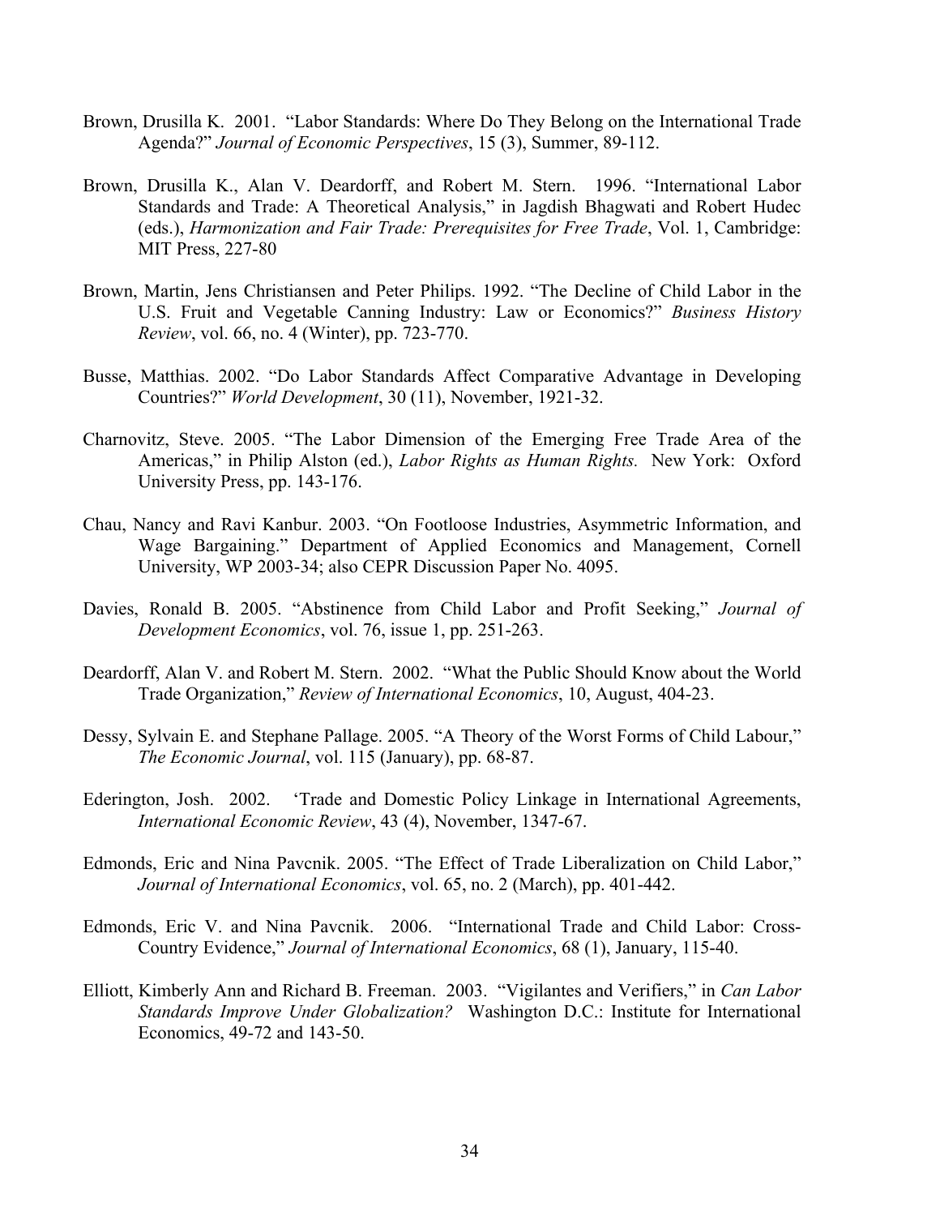Brown, Drusilla K. 2001. "Labor Standards: Where Do They Belong on the International Trade Agenda?" *Journal of Economic Perspectives*, 15 (3), Summer, 89-112.

Brown, Drusilla K., Alan V. Deardorff, and Robert M. Stern. 1996. "International Labor Standards and Trade: A Theoretical Analysis," in Jagdish Bhagwati and Robert Hudec (eds.), *Harmonization and Fair Trade: Prerequisites for Free Trade*, Vol. 1, Cambridge: MIT Press, 227-80

Brown, Martin, Jens Christiansen and Peter Philips. 1992. "The Decline of Child Labor in the U.S. Fruit and Vegetable Canning Industry: Law or Economics?" *Business History Review*, vol. 66, no. 4 (Winter), pp. 723-770.

Busse, Matthias. 2002. "Do Labor Standards Affect Comparative Advantage in Developing Countries?" *World Development*, 30 (11), November, 1921-32.

Charnovitz, Steve. 2005. "The Labor Dimension of the Emerging Free Trade Area of the Americas," in Philip Alston (ed.), *Labor Rights as Human Rights.* New York: Oxford University Press, pp. 143-176.

Chau, Nancy and Ravi Kanbur. 2003. "On Footloose Industries, Asymmetric Information, and Wage Bargaining." Department of Applied Economics and Management, Cornell University, WP 2003-34; also CEPR Discussion Paper No. 4095.

Davies, Ronald B. 2005. "Abstinence from Child Labor and Profit Seeking," *Journal of Development Economics*, vol. 76, issue 1, pp. 251-263.

Deardorff, Alan V. and Robert M. Stern. 2002. "What the Public Should Know about the World Trade Organization," *Review of International Economics*, 10, August, 404-23.

Dessy, Sylvain E. and Stephane Pallage. 2005. "A Theory of the Worst Forms of Child Labour," *The Economic Journal*, vol. 115 (January), pp. 68-87.

Ederington, Josh. 2002. 'Trade and Domestic Policy Linkage in International Agreements, *International Economic Review*, 43 (4), November, 1347-67.

Edmonds, Eric and Nina Pavcnik. 2005. "The Effect of Trade Liberalization on Child Labor," *Journal of International Economics*, vol. 65, no. 2 (March), pp. 401-442.

Edmonds, Eric V. and Nina Pavcnik. 2006. "International Trade and Child Labor: Cross-Country Evidence," *Journal of International Economics*, 68 (1), January, 115-40.

Elliott, Kimberly Ann and Richard B. Freeman. 2003. "Vigilantes and Verifiers," in *Can Labor Standards Improve Under Globalization?* Washington D.C.: Institute for International Economics, 49-72 and 143-50.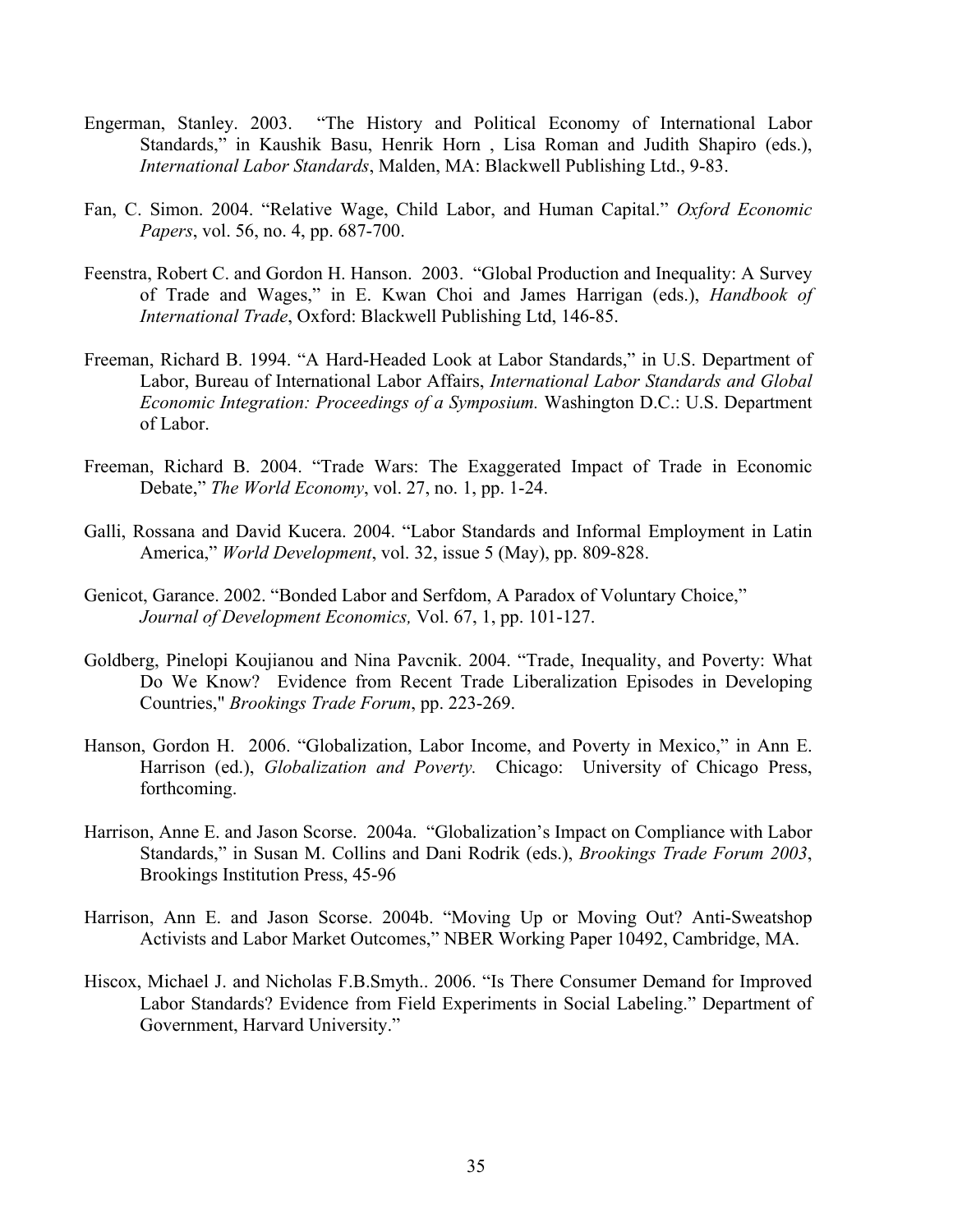Engerman, Stanley. 2003. "The History and Political Economy of International Labor Standards," in Kaushik Basu, Henrik Horn , Lisa Roman and Judith Shapiro (eds.), *International Labor Standards*, Malden, MA: Blackwell Publishing Ltd., 9-83.

Fan, C. Simon. 2004. "Relative Wage, Child Labor, and Human Capital." *Oxford Economic Papers*, vol. 56, no. 4, pp. 687-700.

Feenstra, Robert C. and Gordon H. Hanson. 2003. "Global Production and Inequality: A Survey of Trade and Wages," in E. Kwan Choi and James Harrigan (eds.), *Handbook of International Trade*, Oxford: Blackwell Publishing Ltd, 146-85.

Freeman, Richard B. 1994. "A Hard-Headed Look at Labor Standards," in U.S. Department of Labor, Bureau of International Labor Affairs, *International Labor Standards and Global Economic Integration: Proceedings of a Symposium.* Washington D.C.: U.S. Department of Labor.

Freeman, Richard B. 2004. "Trade Wars: The Exaggerated Impact of Trade in Economic Debate," *The World Economy*, vol. 27, no. 1, pp. 1-24.

Galli, Rossana and David Kucera. 2004. "Labor Standards and Informal Employment in Latin America," *World Development*, vol. 32, issue 5 (May), pp. 809-828.

Genicot, Garance. 2002. "Bonded Labor and Serfdom, A Paradox of Voluntary Choice," *Journal of Development Economics,* Vol. 67, 1, pp. 101-127.

Goldberg, Pinelopi Koujianou and Nina Pavcnik. 2004. "Trade, Inequality, and Poverty: What Do We Know? Evidence from Recent Trade Liberalization Episodes in Developing Countries," *Brookings Trade Forum*, pp. 223-269.

Hanson, Gordon H. 2006. "Globalization, Labor Income, and Poverty in Mexico," in Ann E. Harrison (ed.), *Globalization and Poverty.* Chicago: University of Chicago Press, forthcoming.

Harrison, Anne E. and Jason Scorse. 2004a. "Globalization's Impact on Compliance with Labor Standards," in Susan M. Collins and Dani Rodrik (eds.), *Brookings Trade Forum 2003*, Brookings Institution Press, 45-96

Harrison, Ann E. and Jason Scorse. 2004b. "Moving Up or Moving Out? Anti-Sweatshop Activists and Labor Market Outcomes," NBER Working Paper 10492, Cambridge, MA.

Hiscox, Michael J. and Nicholas F.B.Smyth.. 2006. "Is There Consumer Demand for Improved Labor Standards? Evidence from Field Experiments in Social Labeling." Department of Government, Harvard University."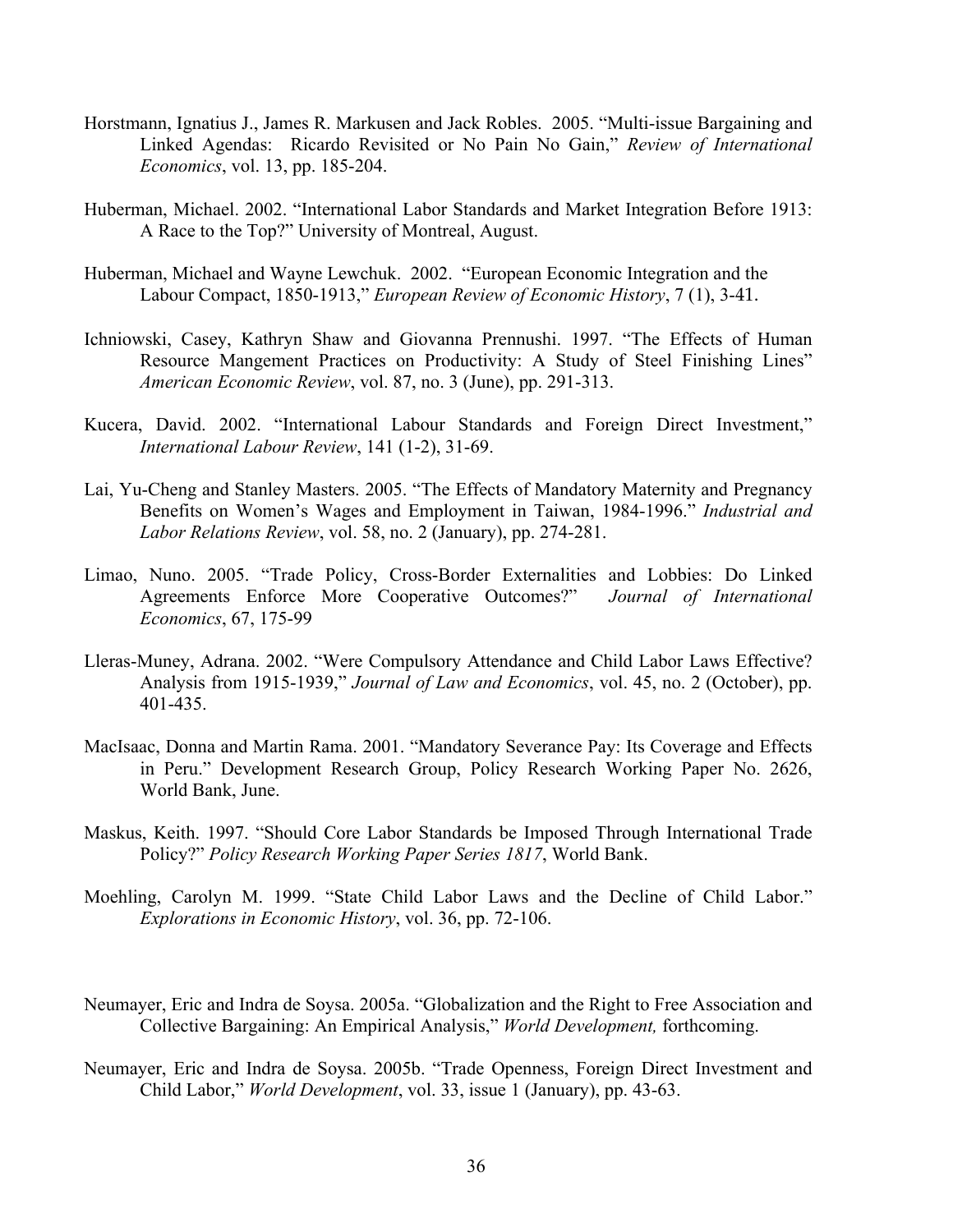Horstmann, Ignatius J., James R. Markusen and Jack Robles. 2005. "Multi-issue Bargaining and Linked Agendas: Ricardo Revisited or No Pain No Gain," *Review of International Economics*, vol. 13, pp. 185-204.

Huberman, Michael. 2002. "International Labor Standards and Market Integration Before 1913: A Race to the Top?" University of Montreal, August.

Huberman, Michael and Wayne Lewchuk. 2002. "European Economic Integration and the Labour Compact, 1850-1913," *European Review of Economic History*, 7 (1), 3-41.

Ichniowski, Casey, Kathryn Shaw and Giovanna Prennushi. 1997. "The Effects of Human Resource Mangement Practices on Productivity: A Study of Steel Finishing Lines" *American Economic Review*, vol. 87, no. 3 (June), pp. 291-313.

Kucera, David. 2002. "International Labour Standards and Foreign Direct Investment," *International Labour Review*, 141 (1-2), 31-69.

Lai, Yu-Cheng and Stanley Masters. 2005. "The Effects of Mandatory Maternity and Pregnancy Benefits on Women's Wages and Employment in Taiwan, 1984-1996." *Industrial and Labor Relations Review*, vol. 58, no. 2 (January), pp. 274-281.

Limao, Nuno. 2005. "Trade Policy, Cross-Border Externalities and Lobbies: Do Linked Agreements Enforce More Cooperative Outcomes?" *Journal of International Economics*, 67, 175-99

Lleras-Muney, Adrana. 2002. "Were Compulsory Attendance and Child Labor Laws Effective? Analysis from 1915-1939," *Journal of Law and Economics*, vol. 45, no. 2 (October), pp. 401-435.

MacIsaac, Donna and Martin Rama. 2001. "Mandatory Severance Pay: Its Coverage and Effects in Peru." Development Research Group, Policy Research Working Paper No. 2626, World Bank, June.

Maskus, Keith. 1997. "Should Core Labor Standards be Imposed Through International Trade Policy?" *Policy Research Working Paper Series 1817*, World Bank.

Moehling, Carolyn M. 1999. "State Child Labor Laws and the Decline of Child Labor." *Explorations in Economic History*, vol. 36, pp. 72-106.

Neumayer, Eric and Indra de Soysa. 2005a. "Globalization and the Right to Free Association and Collective Bargaining: An Empirical Analysis," *World Development,* forthcoming.

Neumayer, Eric and Indra de Soysa. 2005b. "Trade Openness, Foreign Direct Investment and Child Labor," *World Development*, vol. 33, issue 1 (January), pp. 43-63.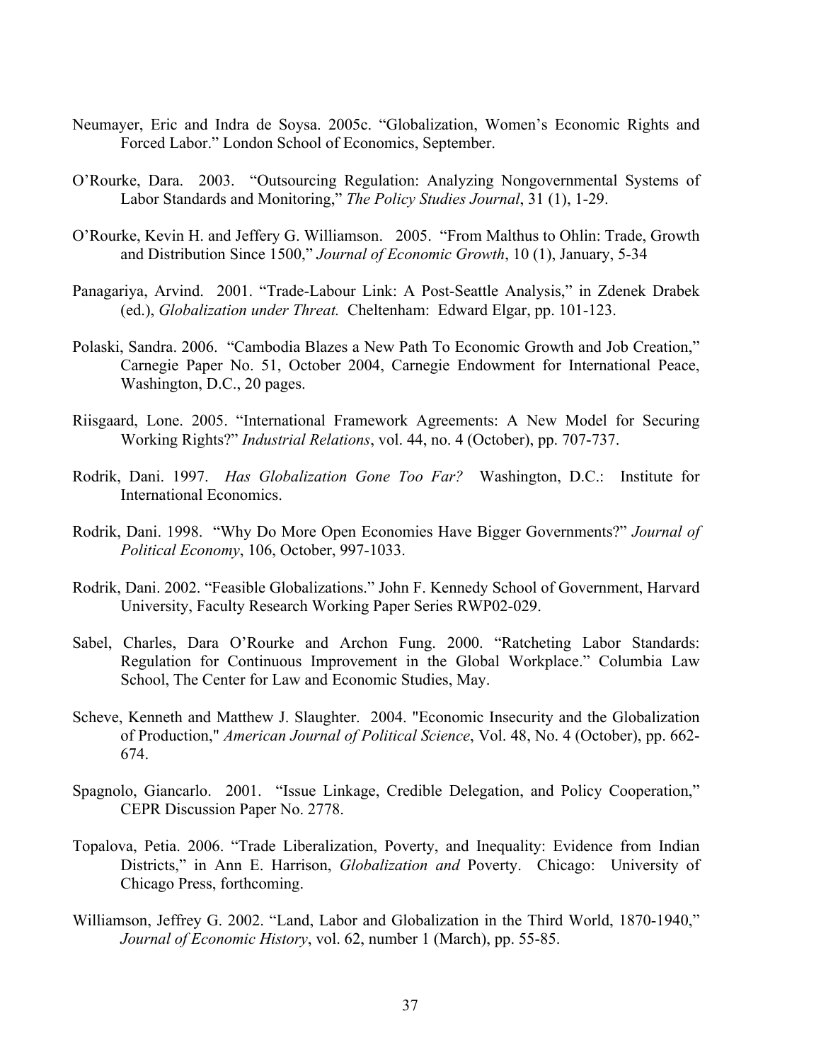Neumayer, Eric and Indra de Soysa. 2005c. "Globalization, Women's Economic Rights and Forced Labor." London School of Economics, September.

O'Rourke, Dara. 2003. "Outsourcing Regulation: Analyzing Nongovernmental Systems of Labor Standards and Monitoring," *The Policy Studies Journal*, 31 (1), 1-29.

O'Rourke, Kevin H. and Jeffery G. Williamson. 2005. "From Malthus to Ohlin: Trade, Growth and Distribution Since 1500," *Journal of Economic Growth*, 10 (1), January, 5-34

Panagariya, Arvind. 2001. "Trade-Labour Link: A Post-Seattle Analysis," in Zdenek Drabek (ed.), *Globalization under Threat.* Cheltenham: Edward Elgar, pp. 101-123.

Polaski, Sandra. 2006. "Cambodia Blazes a New Path To Economic Growth and Job Creation," Carnegie Paper No. 51, October 2004, Carnegie Endowment for International Peace, Washington, D.C., 20 pages.

Riisgaard, Lone. 2005. "International Framework Agreements: A New Model for Securing Working Rights?" *Industrial Relations*, vol. 44, no. 4 (October), pp. 707-737.

Rodrik, Dani. 1997. *Has Globalization Gone Too Far?* Washington, D.C.: Institute for International Economics.

Rodrik, Dani. 1998. "Why Do More Open Economies Have Bigger Governments?" *Journal of Political Economy*, 106, October, 997-1033.

Rodrik, Dani. 2002. "Feasible Globalizations." John F. Kennedy School of Government, Harvard University, Faculty Research Working Paper Series RWP02-029.

Sabel, Charles, Dara O'Rourke and Archon Fung. 2000. "Ratcheting Labor Standards: Regulation for Continuous Improvement in the Global Workplace." Columbia Law School, The Center for Law and Economic Studies, May.

Scheve, Kenneth and Matthew J. Slaughter. 2004. "Economic Insecurity and the Globalization of Production," *American Journal of Political Science*, Vol. 48, No. 4 (October), pp. 662-674.

Spagnolo, Giancarlo. 2001. "Issue Linkage, Credible Delegation, and Policy Cooperation," CEPR Discussion Paper No. 2778.

Topalova, Petia. 2006. "Trade Liberalization, Poverty, and Inequality: Evidence from Indian Districts," in Ann E. Harrison, *Globalization and* Poverty. Chicago: University of Chicago Press, forthcoming.

Williamson, Jeffrey G. 2002. "Land, Labor and Globalization in the Third World, 1870-1940," *Journal of Economic History*, vol. 62, number 1 (March), pp. 55-85.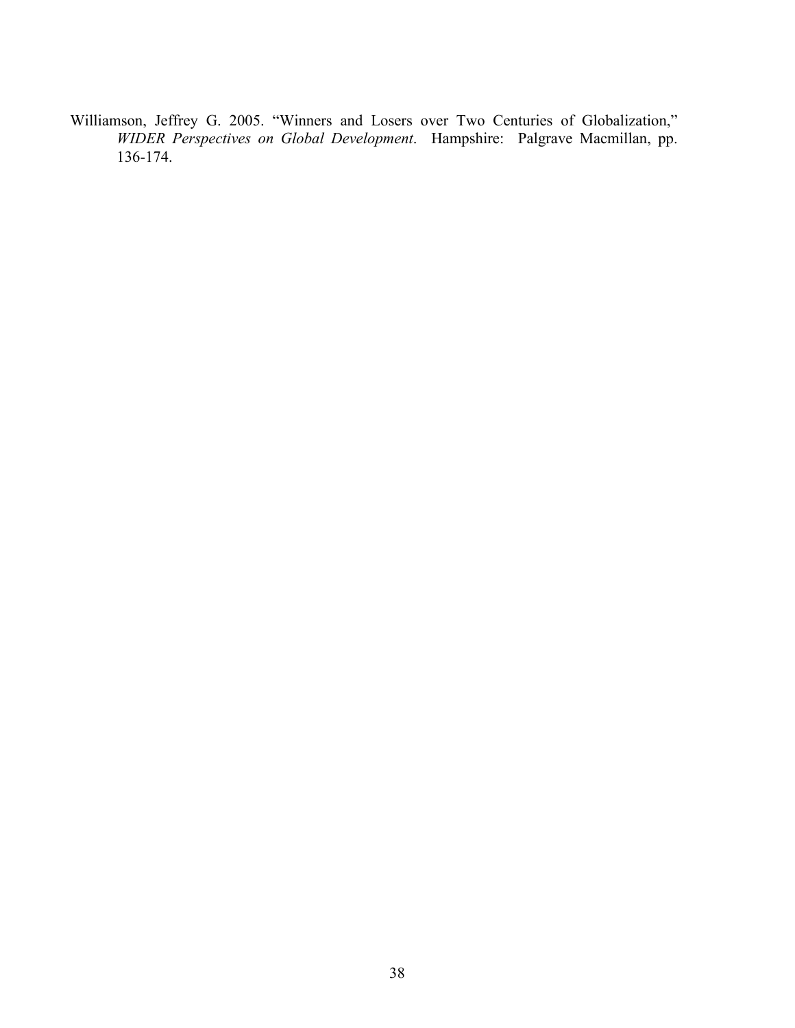Williamson, Jeffrey G. 2005. "Winners and Losers over Two Centuries of Globalization," *WIDER Perspectives on Global Development*. Hampshire: Palgrave Macmillan, pp. 136-174.